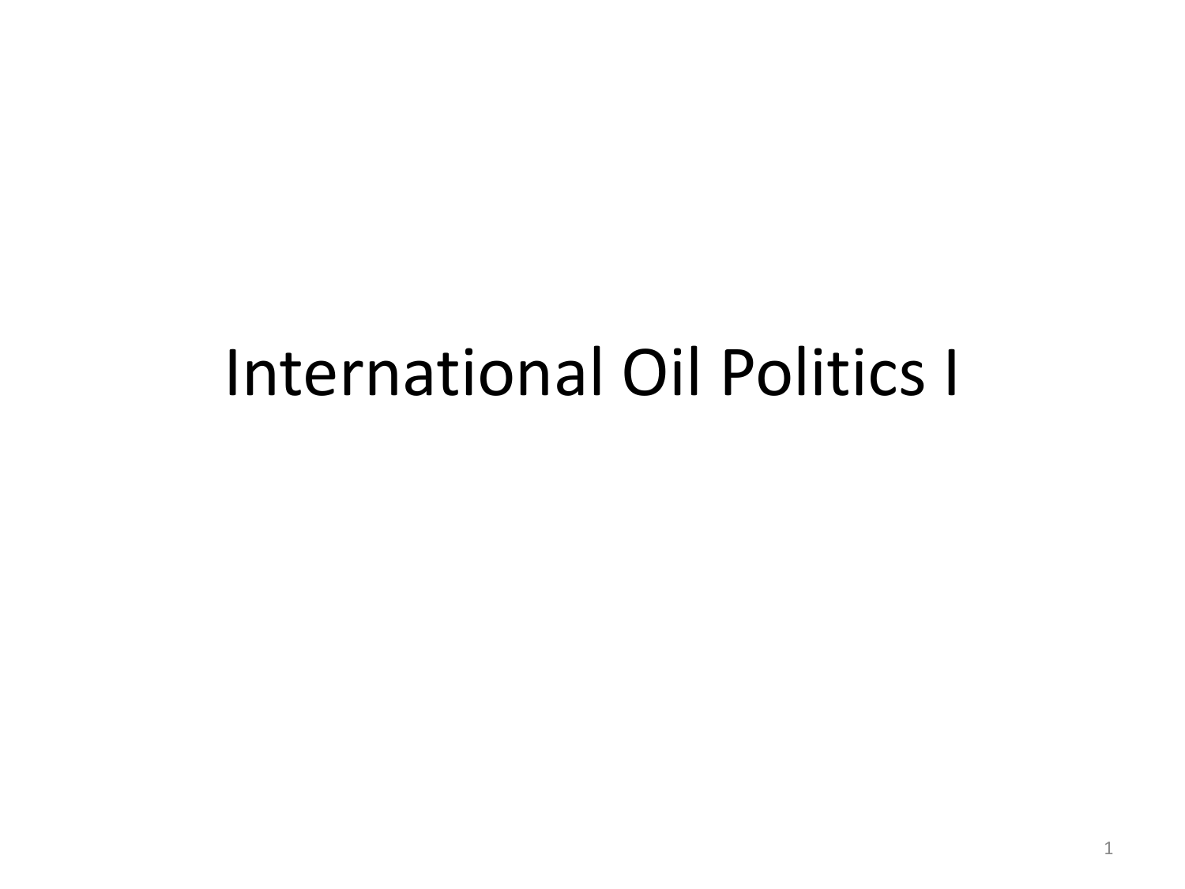# International Oil Politics I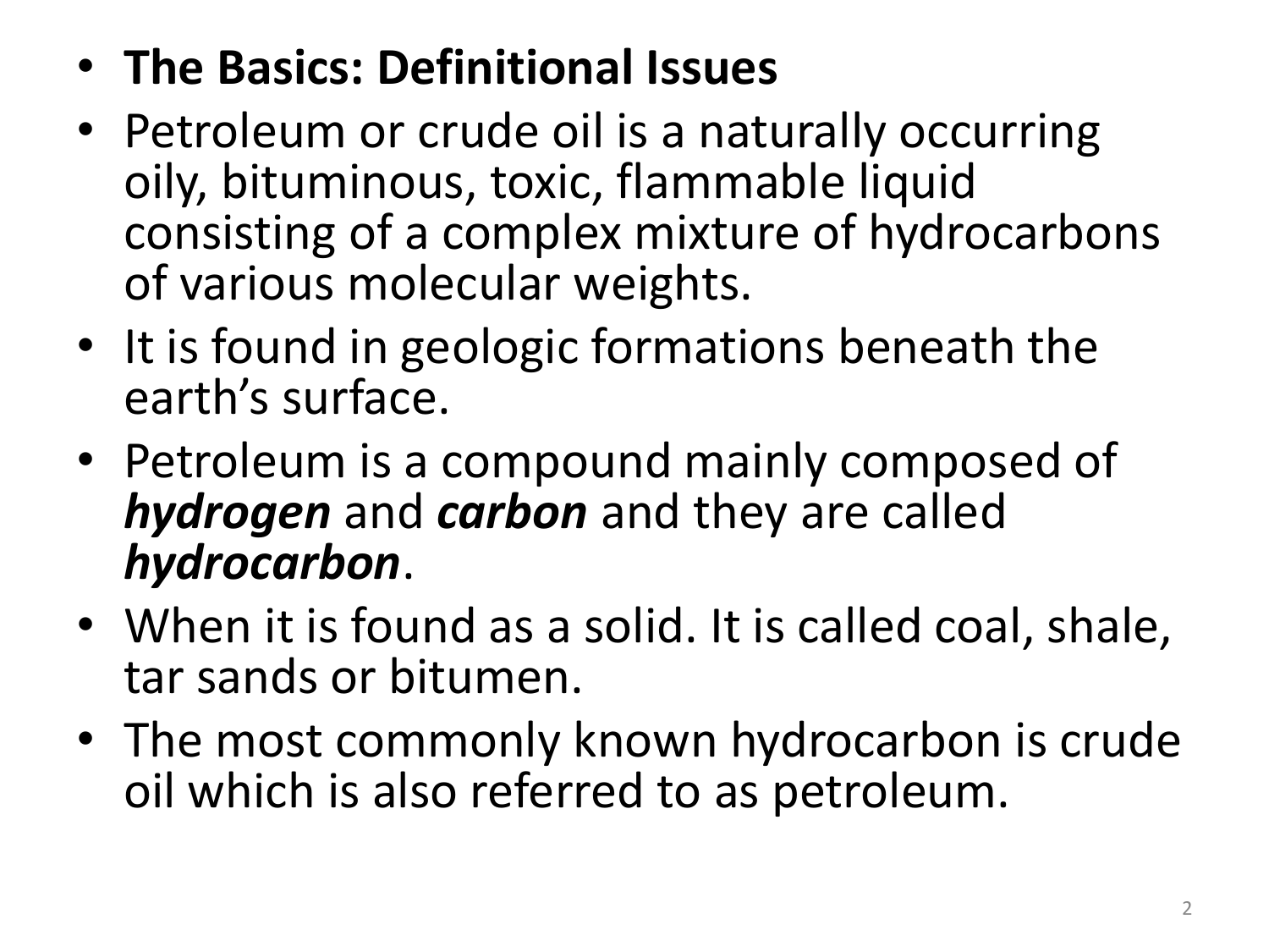- **The Basics: Definitional Issues**
- Petroleum or crude oil is a naturally occurring oily, bituminous, toxic, flammable liquid consisting of a complex mixture of hydrocarbons of various molecular weights.
- It is found in geologic formations beneath the earth's surface.
- Petroleum is a compound mainly composed of ***hydrogen*** and ***carbon*** and they are called ***hydrocarbon***.
- When it is found as a solid. It is called coal, shale, tar sands or bitumen.
- The most commonly known hydrocarbon is crude oil which is also referred to as petroleum.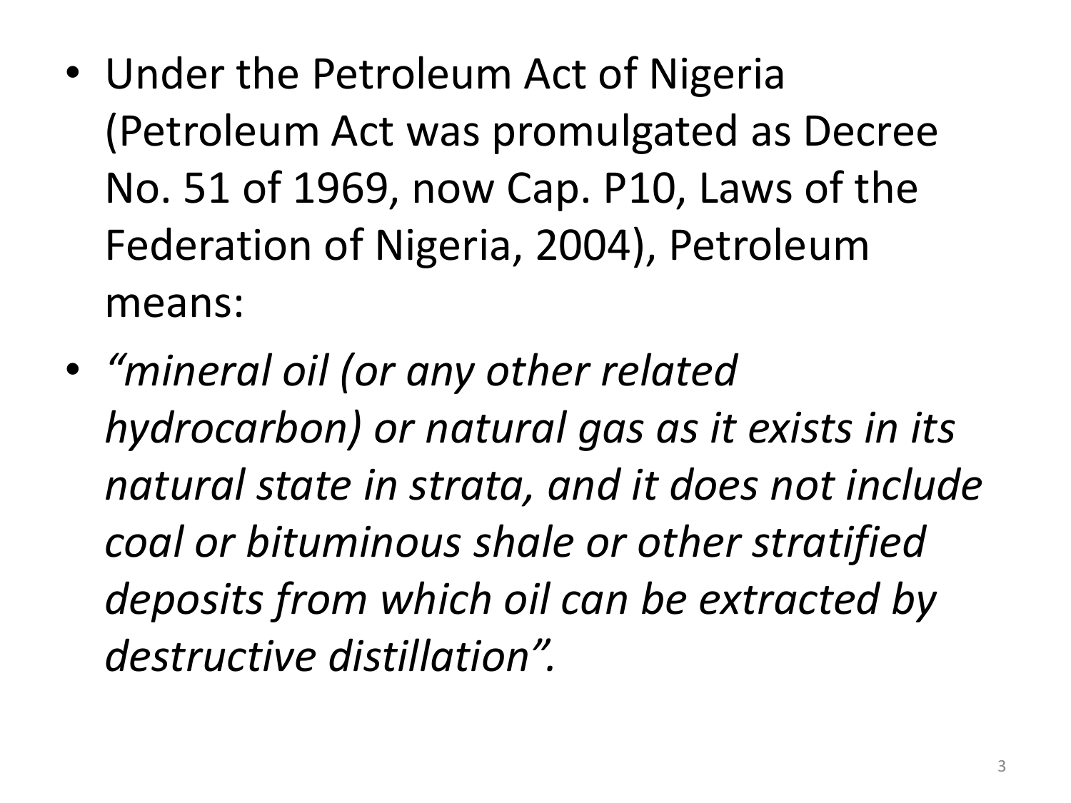- Under the Petroleum Act of Nigeria (Petroleum Act was promulgated as Decree No. 51 of 1969, now Cap. P10, Laws of the Federation of Nigeria, 2004), Petroleum means:
- *“mineral oil (or any other related hydrocarbon) or natural gas as it exists in its natural state in strata, and it does not include coal or bituminous shale or other stratified deposits from which oil can be extracted by destructive distillation”.*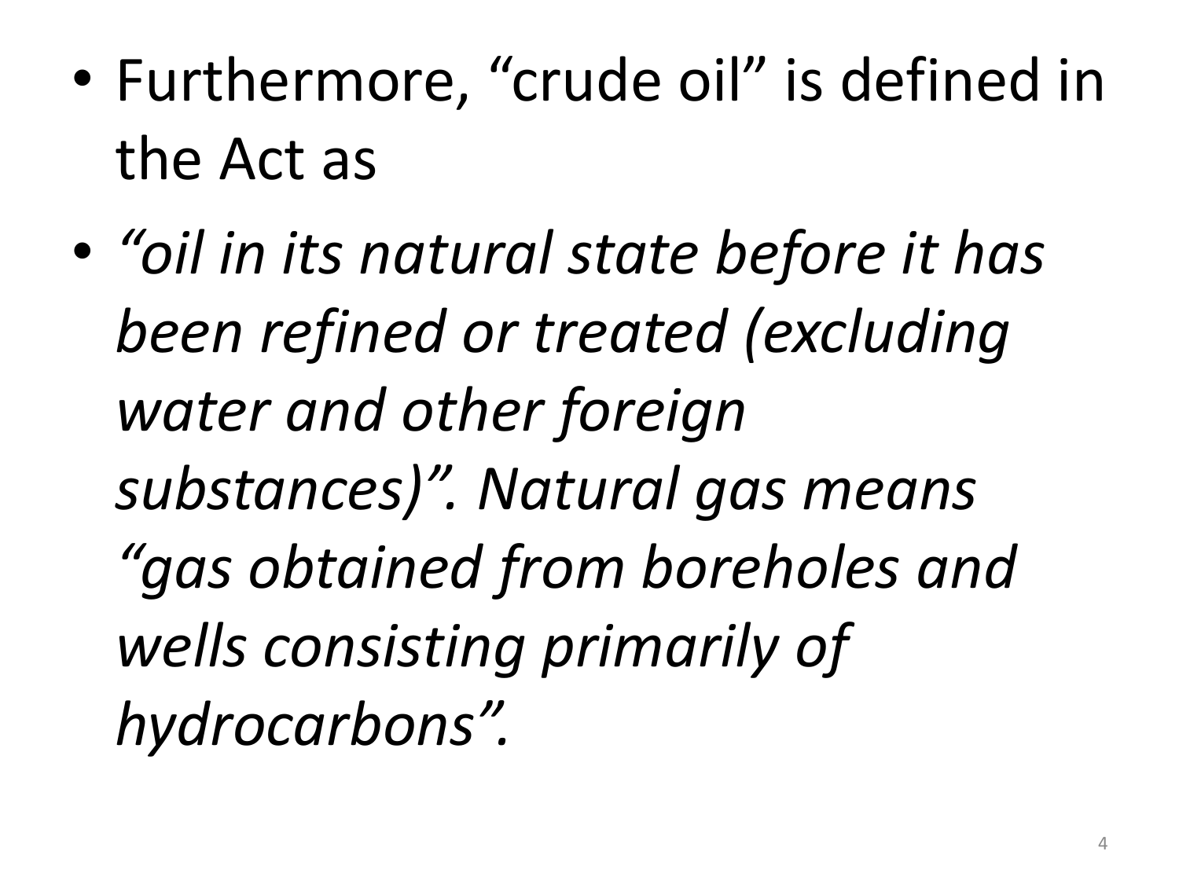- Furthermore, “crude oil” is defined in the Act as
- *“oil in its natural state before it has been refined or treated (excluding water and other foreign substances)”. Natural gas means “gas obtained from boreholes and wells consisting primarily of hydrocarbons”.*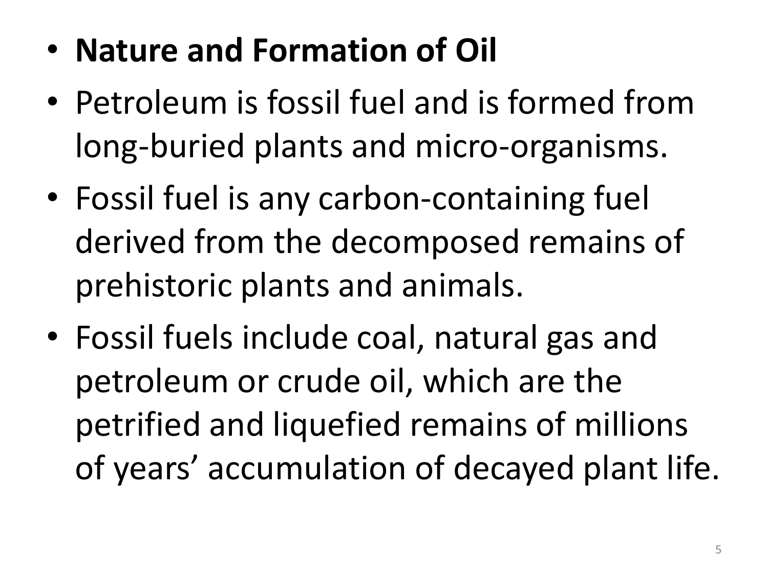- **Nature and Formation of Oil**
- Petroleum is fossil fuel and is formed from long-buried plants and micro-organisms.
- Fossil fuel is any carbon-containing fuel derived from the decomposed remains of prehistoric plants and animals.
- Fossil fuels include coal, natural gas and petroleum or crude oil, which are the petrified and liquefied remains of millions of years' accumulation of decayed plant life.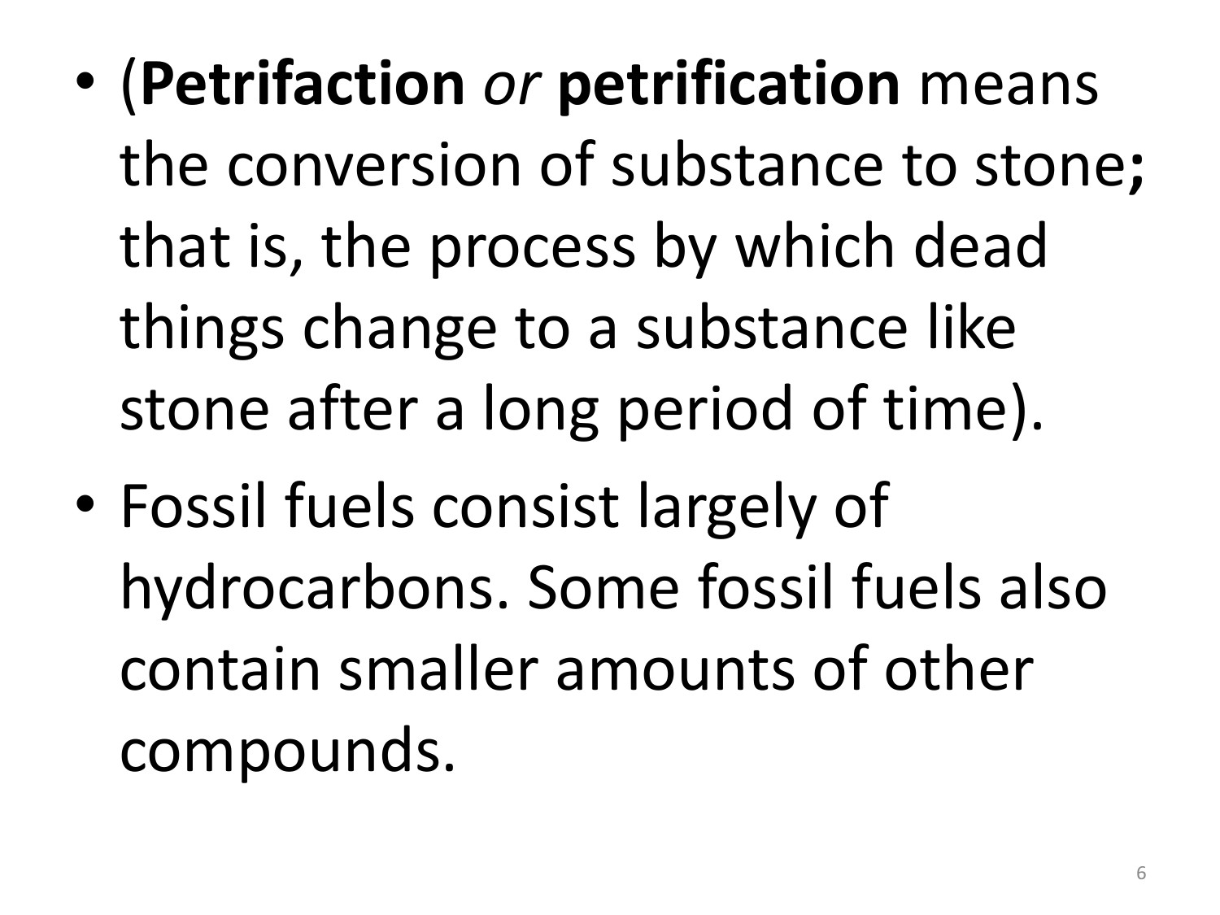- (**Petrifaction** *or* **petrification** means the conversion of substance to stone**;** that is, the process by which dead things change to a substance like stone after a long period of time).
- Fossil fuels consist largely of hydrocarbons. Some fossil fuels also contain smaller amounts of other compounds.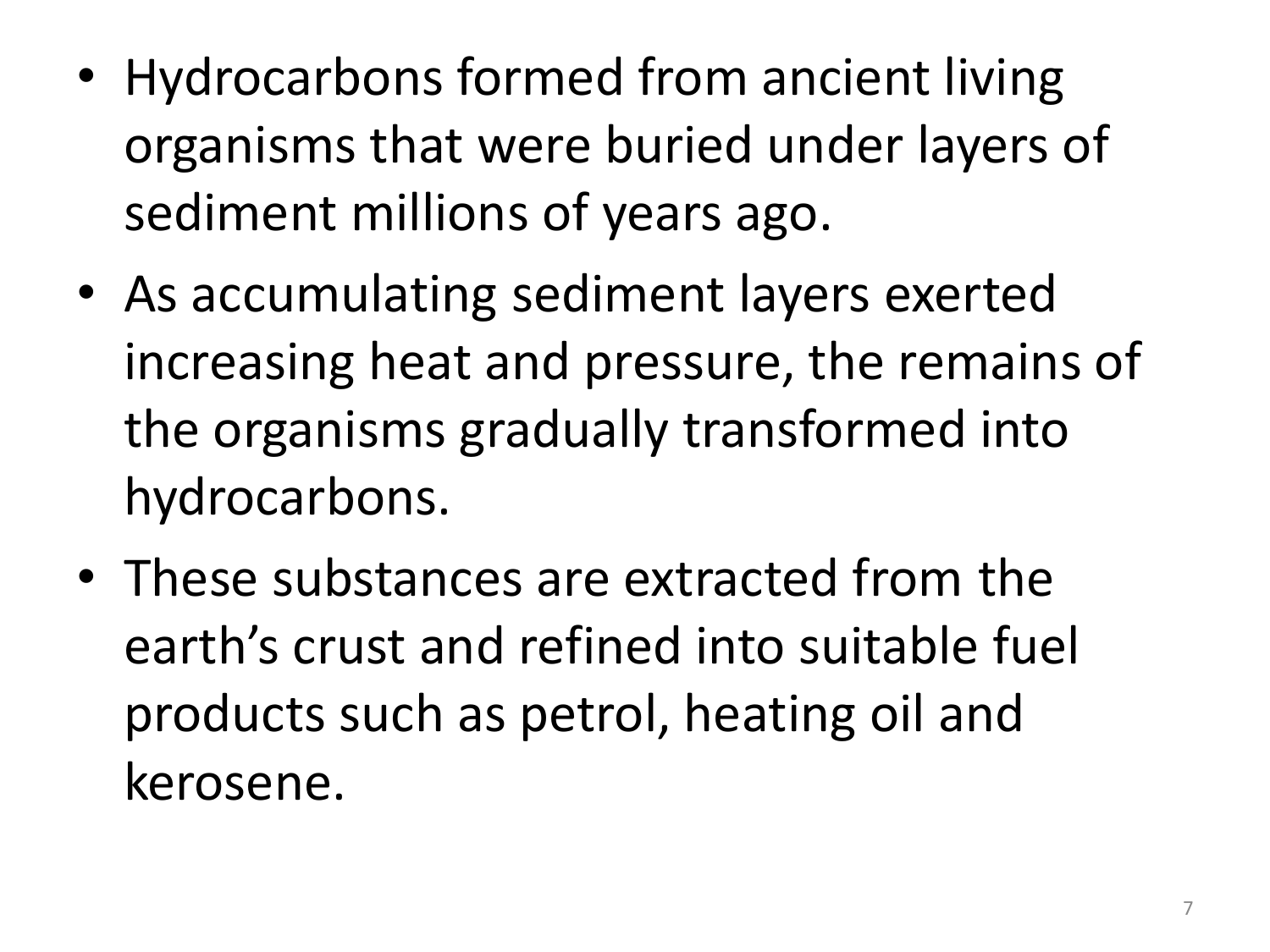- Hydrocarbons formed from ancient living organisms that were buried under layers of sediment millions of years ago.
- As accumulating sediment layers exerted increasing heat and pressure, the remains of the organisms gradually transformed into hydrocarbons.
- These substances are extracted from the earth's crust and refined into suitable fuel products such as petrol, heating oil and kerosene.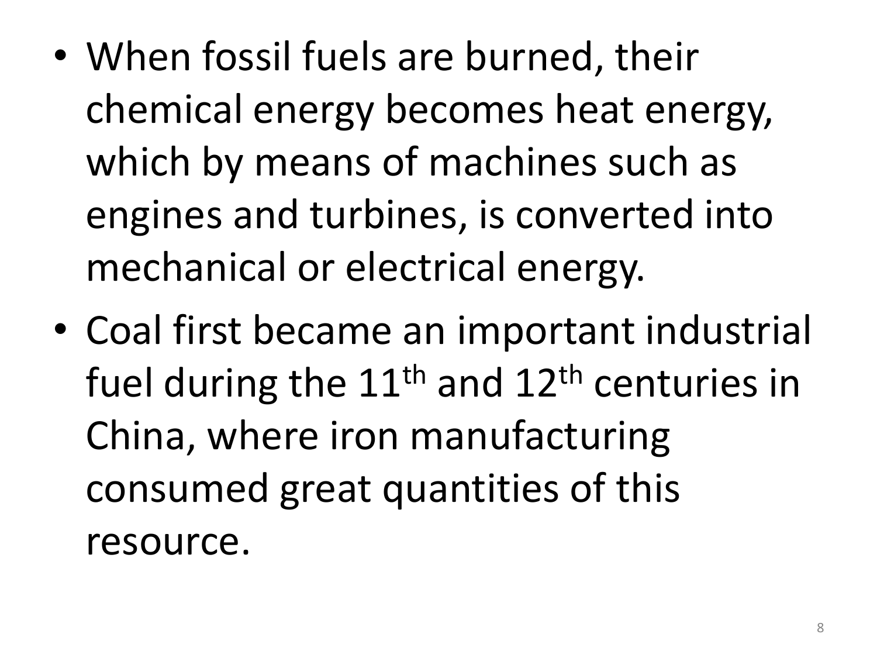- When fossil fuels are burned, their chemical energy becomes heat energy, which by means of machines such as engines and turbines, is converted into mechanical or electrical energy.
- Coal first became an important industrial fuel during the 11th and 12th centuries in China, where iron manufacturing consumed great quantities of this resource.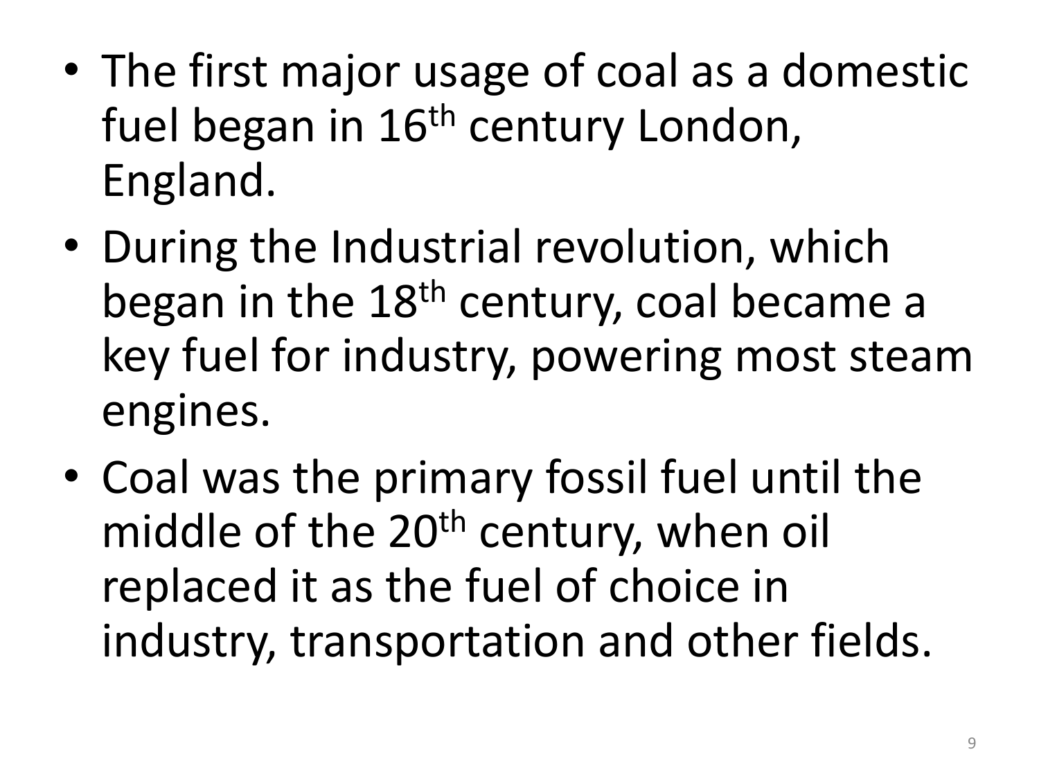- The first major usage of coal as a domestic fuel began in 16th century London, England.
- During the Industrial revolution, which began in the 18th century, coal became a key fuel for industry, powering most steam engines.
- Coal was the primary fossil fuel until the middle of the 20th century, when oil replaced it as the fuel of choice in industry, transportation and other fields.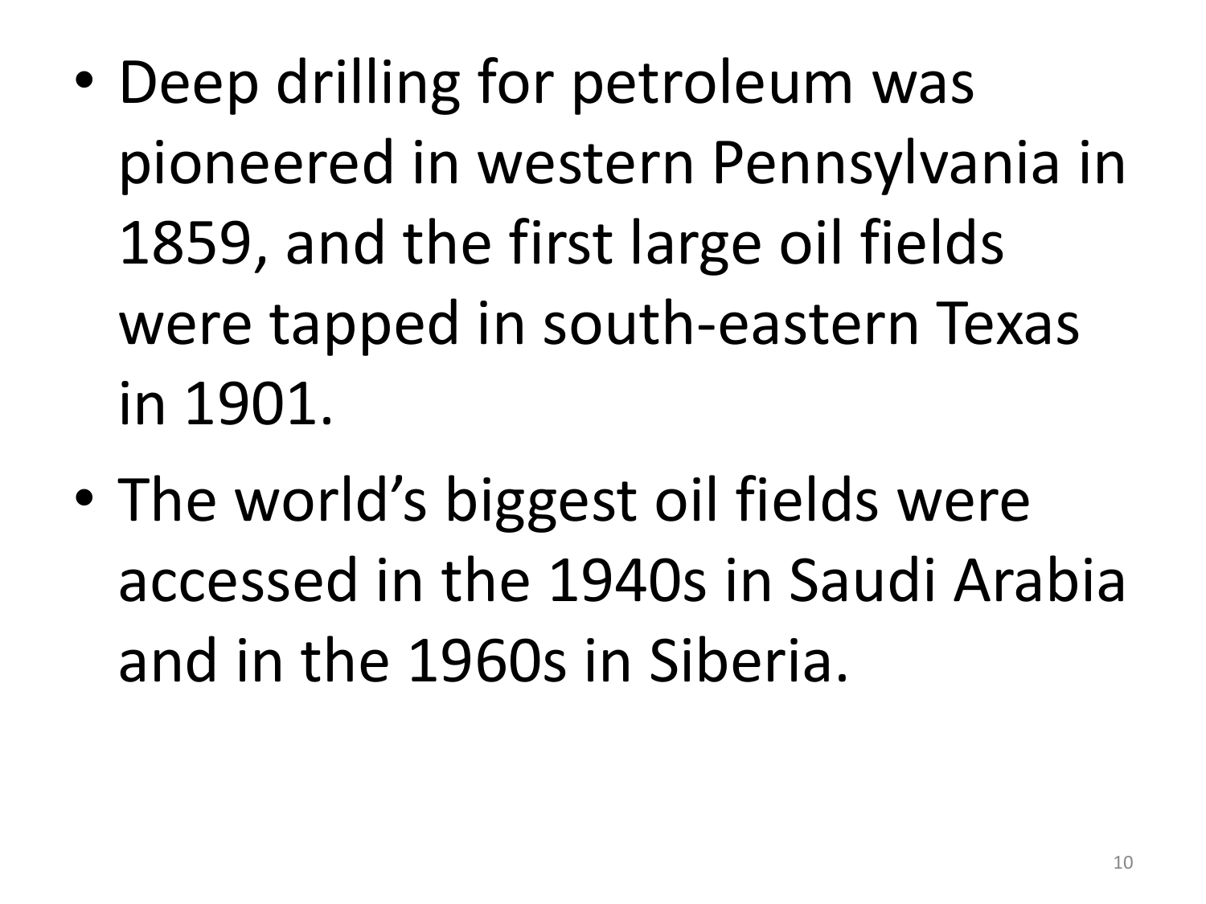- Deep drilling for petroleum was pioneered in western Pennsylvania in 1859, and the first large oil fields were tapped in south-eastern Texas in 1901.
- The world’s biggest oil fields were accessed in the 1940s in Saudi Arabia and in the 1960s in Siberia.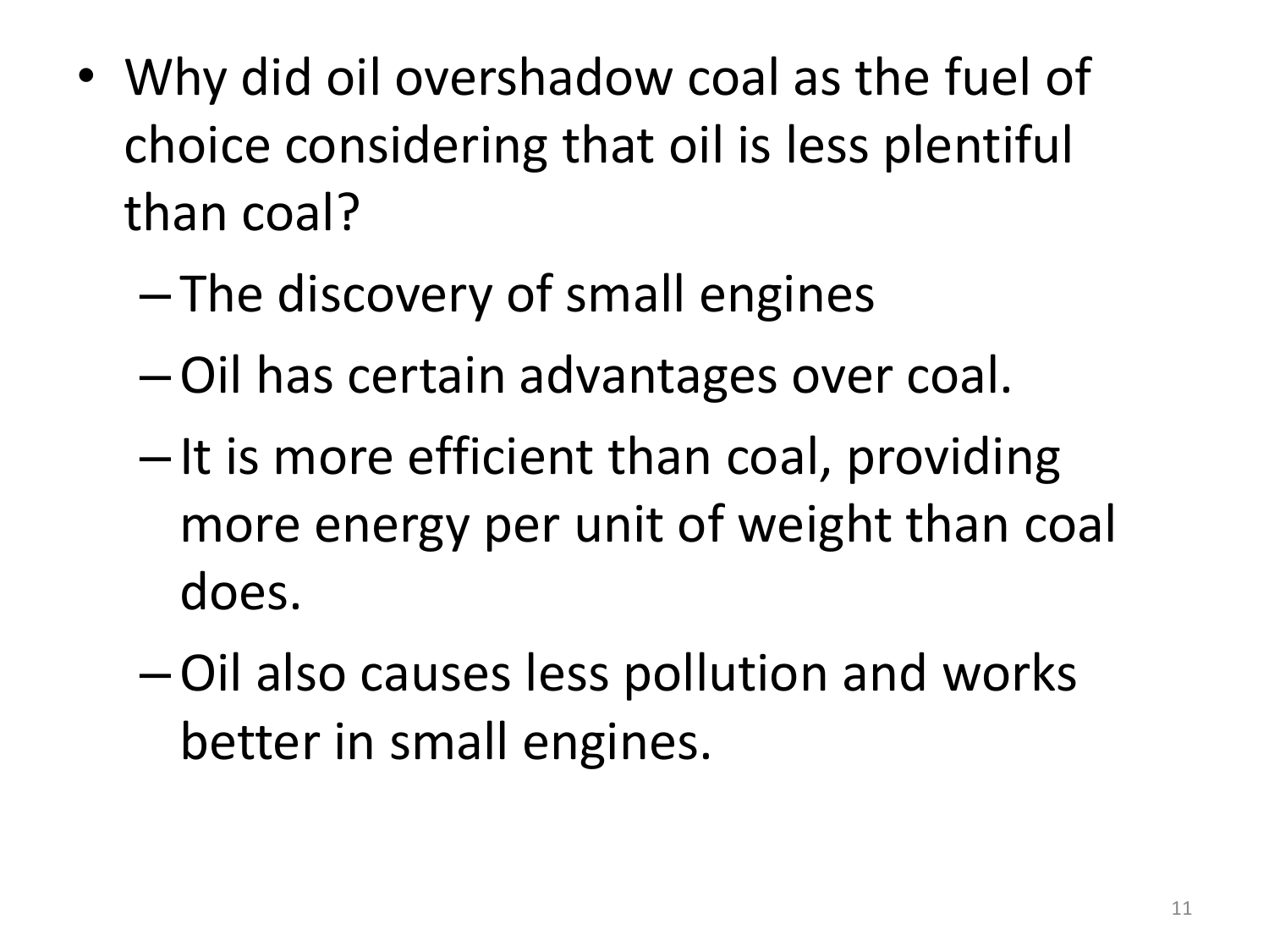- Why did oil overshadow coal as the fuel of choice considering that oil is less plentiful than coal?
  - The discovery of small engines
  - Oil has certain advantages over coal.
  - It is more efficient than coal, providing more energy per unit of weight than coal does.
  - Oil also causes less pollution and works better in small engines.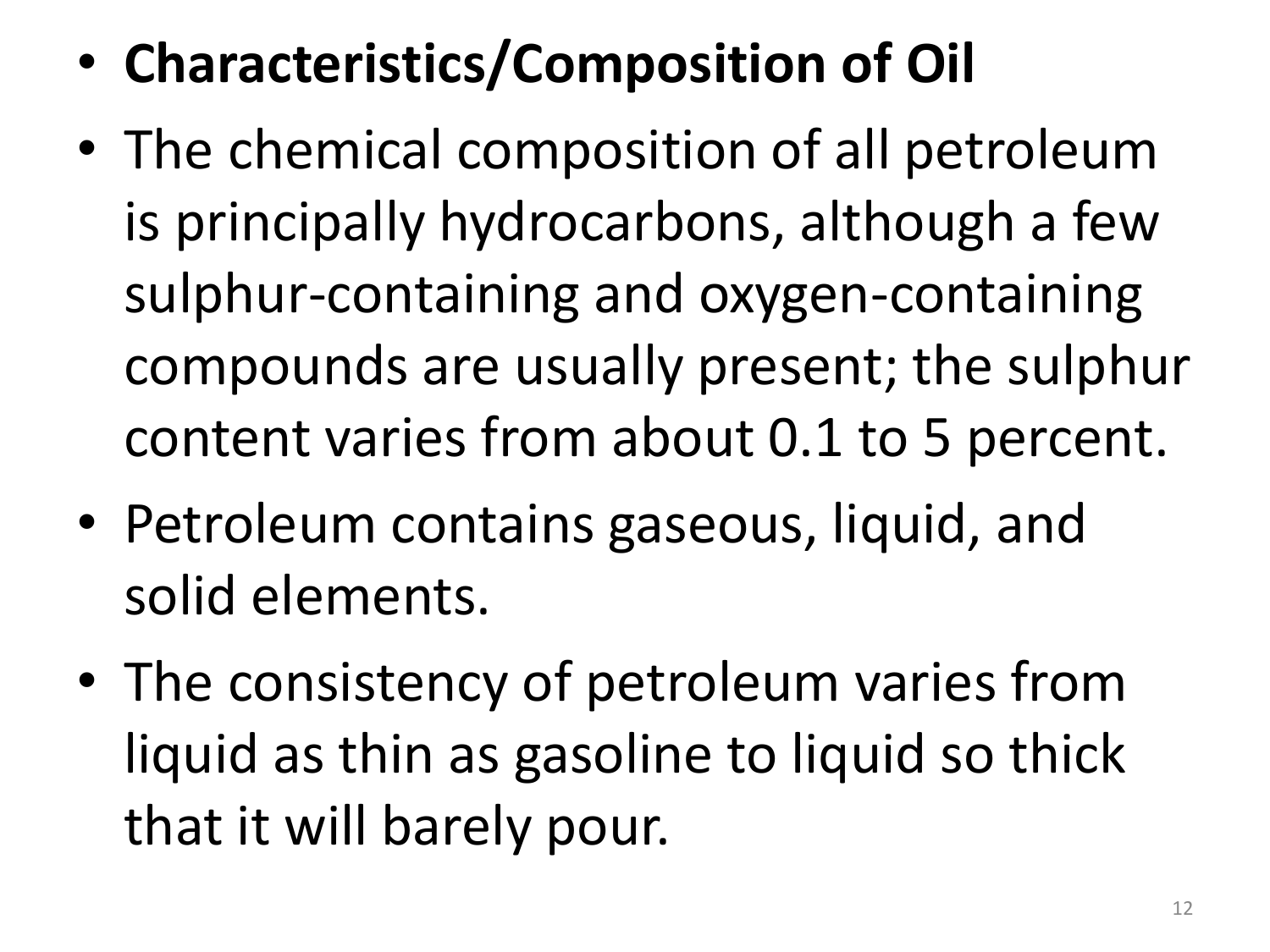- **Characteristics/Composition of Oil**
- The chemical composition of all petroleum is principally hydrocarbons, although a few sulphur-containing and oxygen-containing compounds are usually present; the sulphur content varies from about 0.1 to 5 percent.
- Petroleum contains gaseous, liquid, and solid elements.
- The consistency of petroleum varies from liquid as thin as gasoline to liquid so thick that it will barely pour.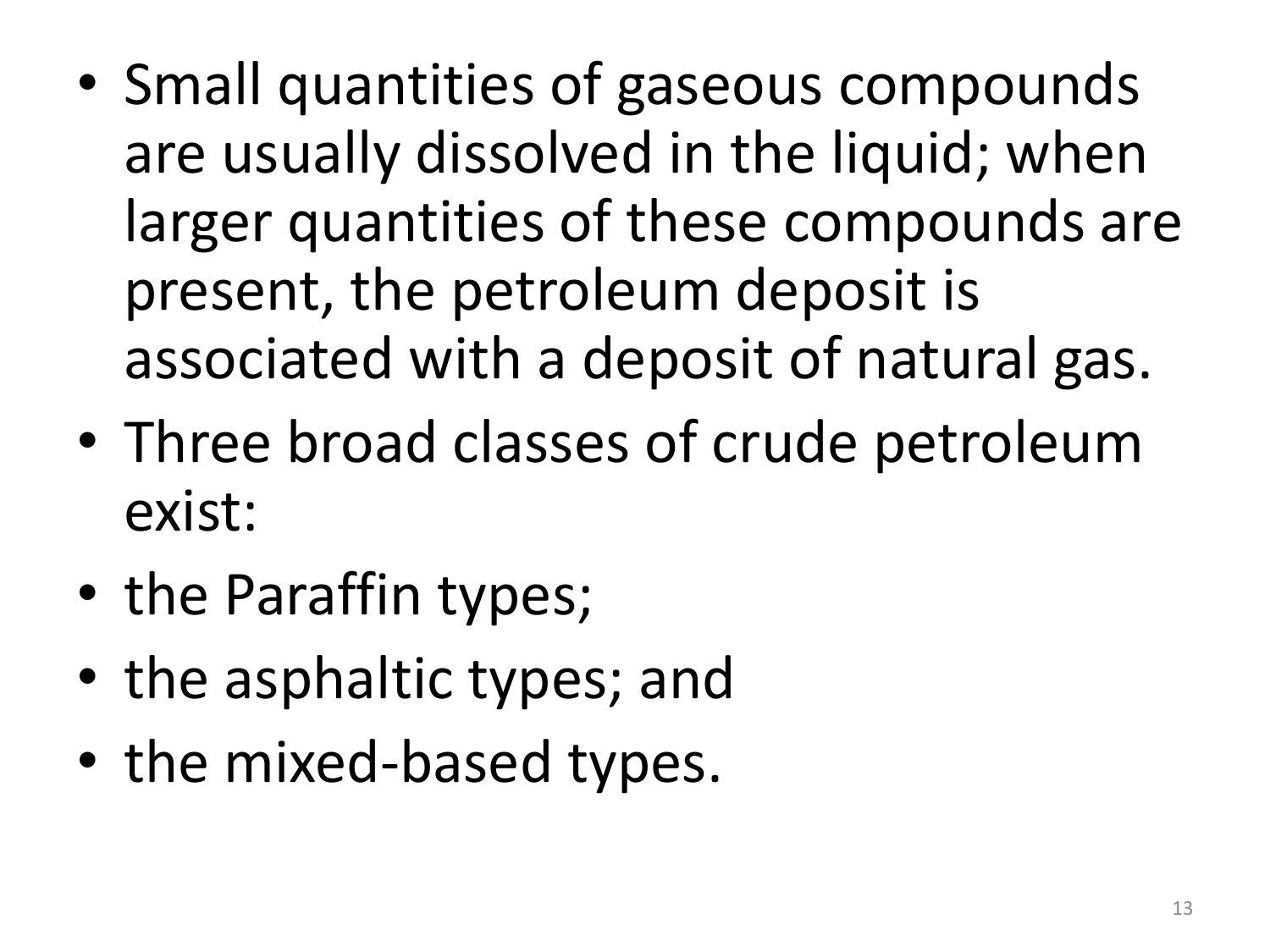- Small quantities of gaseous compounds are usually dissolved in the liquid; when larger quantities of these compounds are present, the petroleum deposit is associated with a deposit of natural gas.
- Three broad classes of crude petroleum exist:
- the Paraffin types;
- the asphaltic types; and
- the mixed-based types.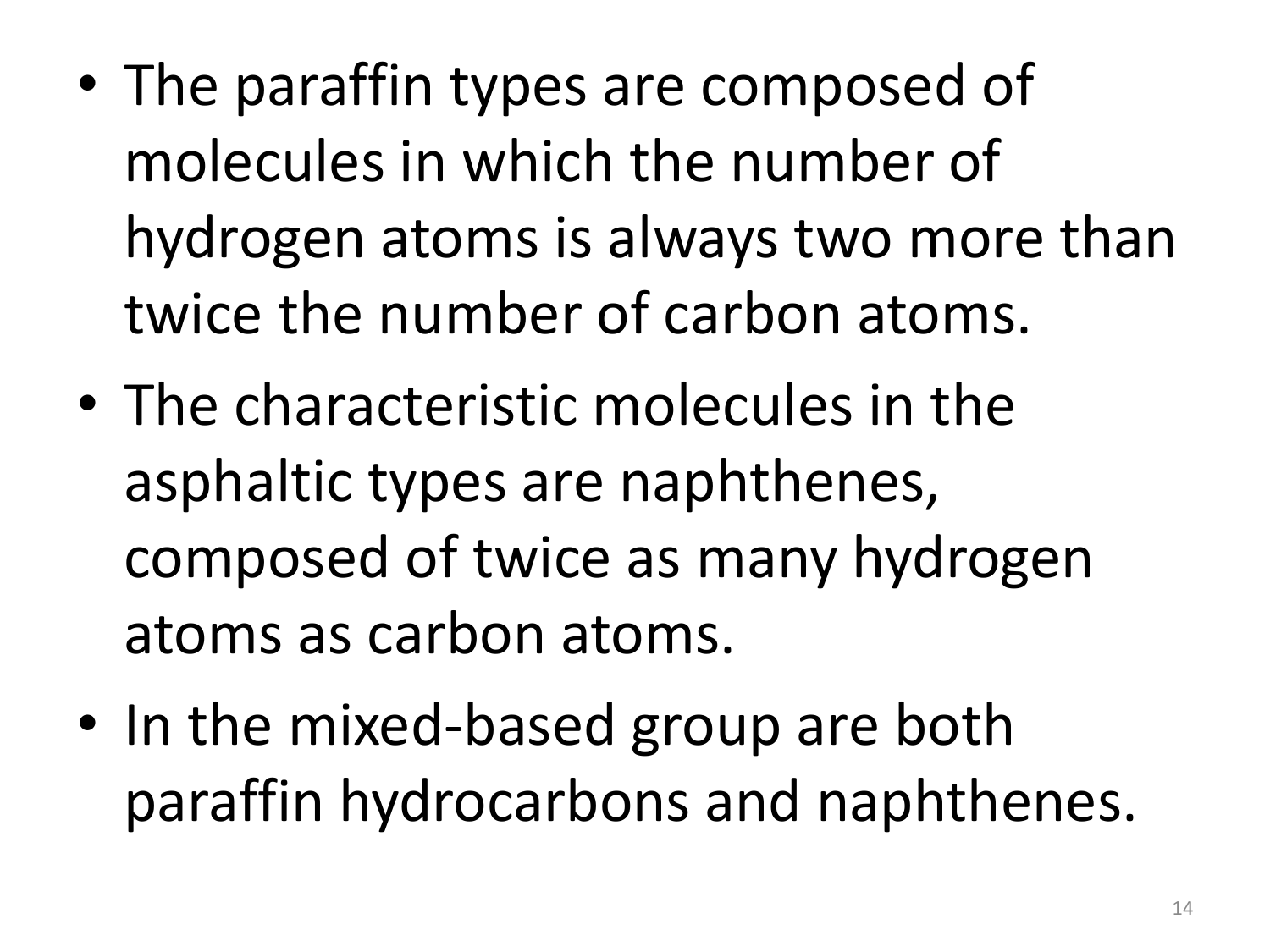- The paraffin types are composed of molecules in which the number of hydrogen atoms is always two more than twice the number of carbon atoms.
- The characteristic molecules in the asphaltic types are naphthenes, composed of twice as many hydrogen atoms as carbon atoms.
- In the mixed-based group are both paraffin hydrocarbons and naphthenes.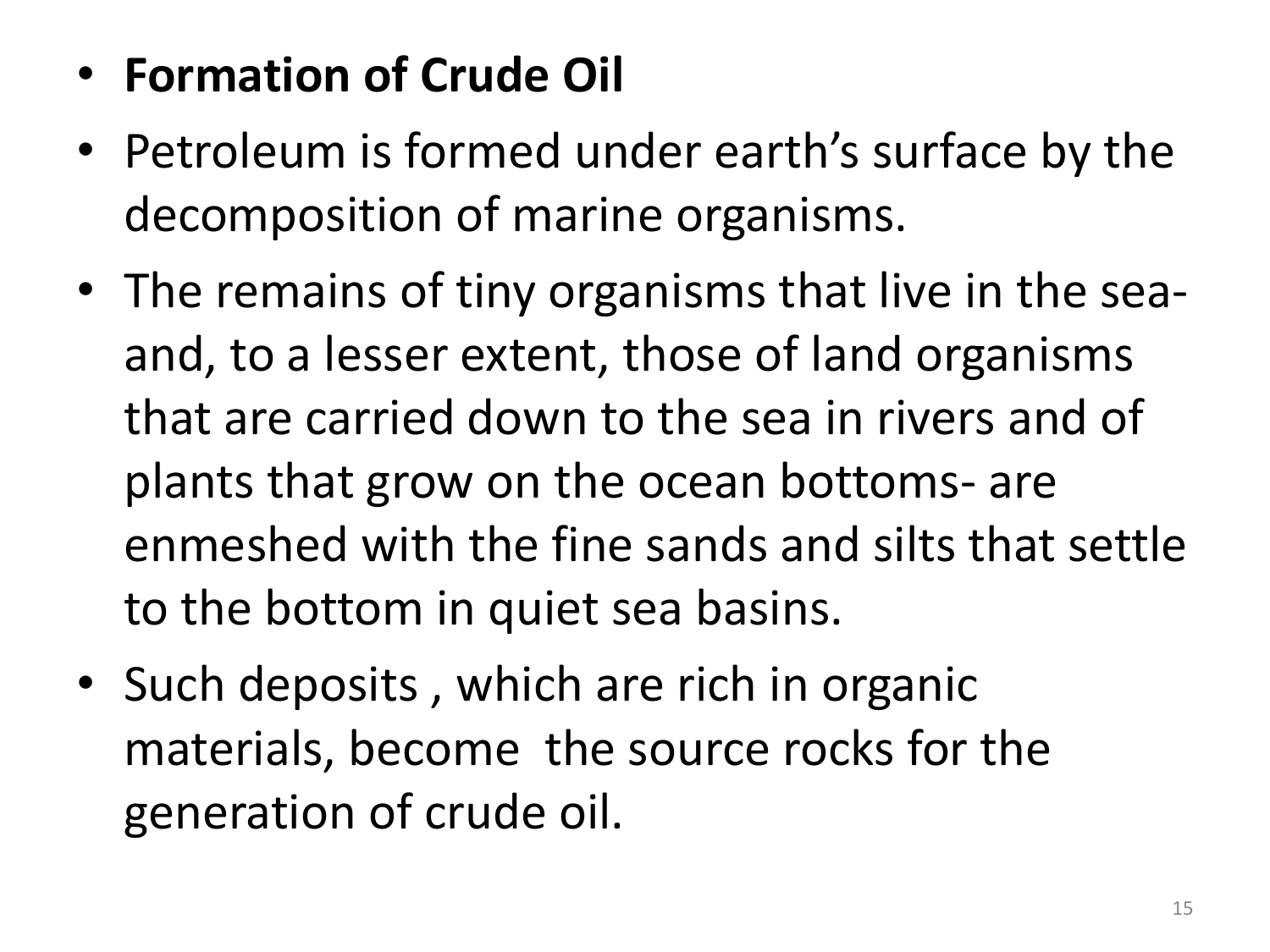- **Formation of Crude Oil**
- Petroleum is formed under earth's surface by the decomposition of marine organisms.
- The remains of tiny organisms that live in the sea- and, to a lesser extent, those of land organisms that are carried down to the sea in rivers and of plants that grow on the ocean bottoms- are enmeshed with the fine sands and silts that settle to the bottom in quiet sea basins.
- Such deposits , which are rich in organic materials, become the source rocks for the generation of crude oil.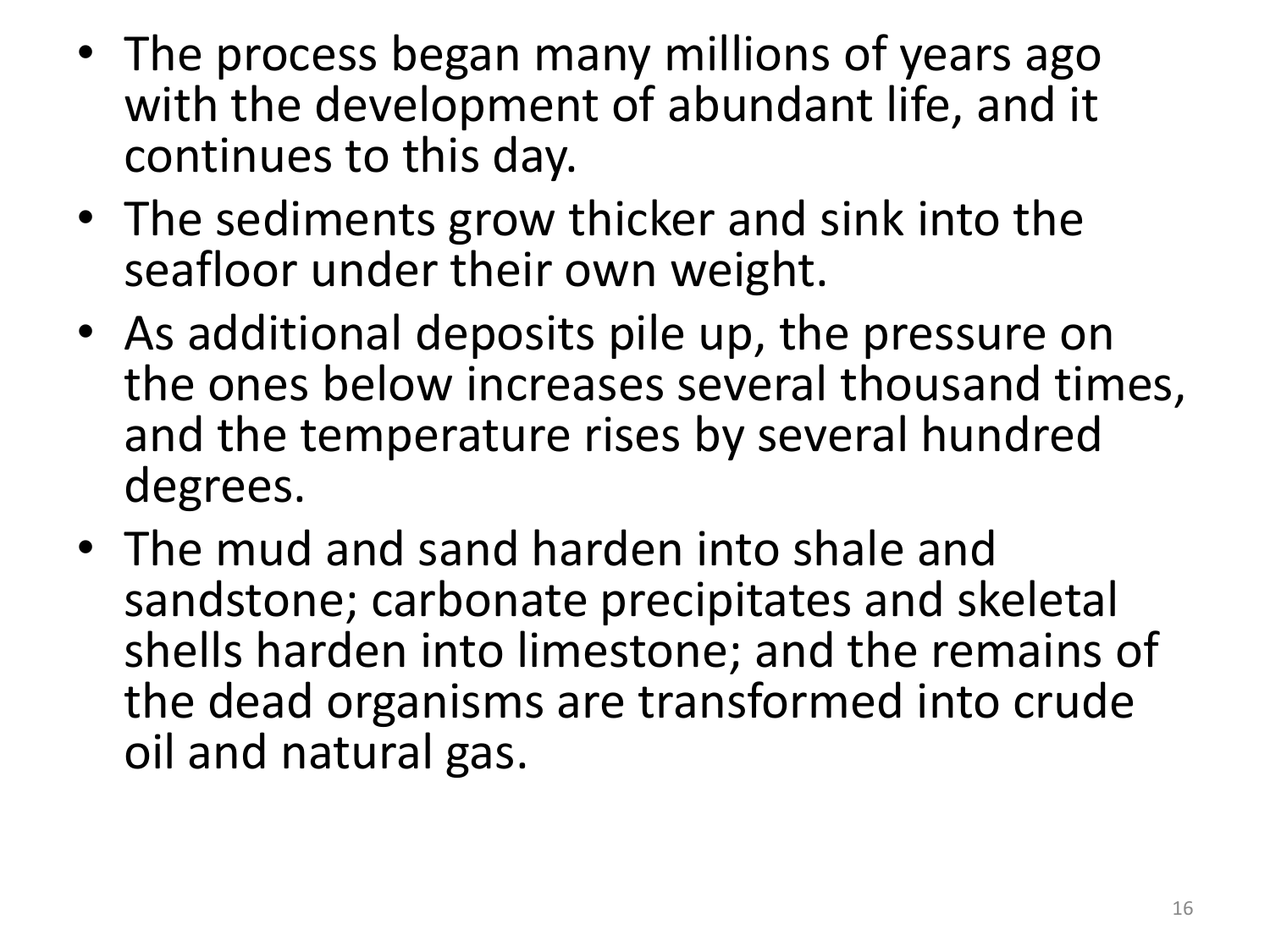- The process began many millions of years ago with the development of abundant life, and it continues to this day.
- The sediments grow thicker and sink into the seafloor under their own weight.
- As additional deposits pile up, the pressure on the ones below increases several thousand times, and the temperature rises by several hundred degrees.
- The mud and sand harden into shale and sandstone; carbonate precipitates and skeletal shells harden into limestone; and the remains of the dead organisms are transformed into crude oil and natural gas.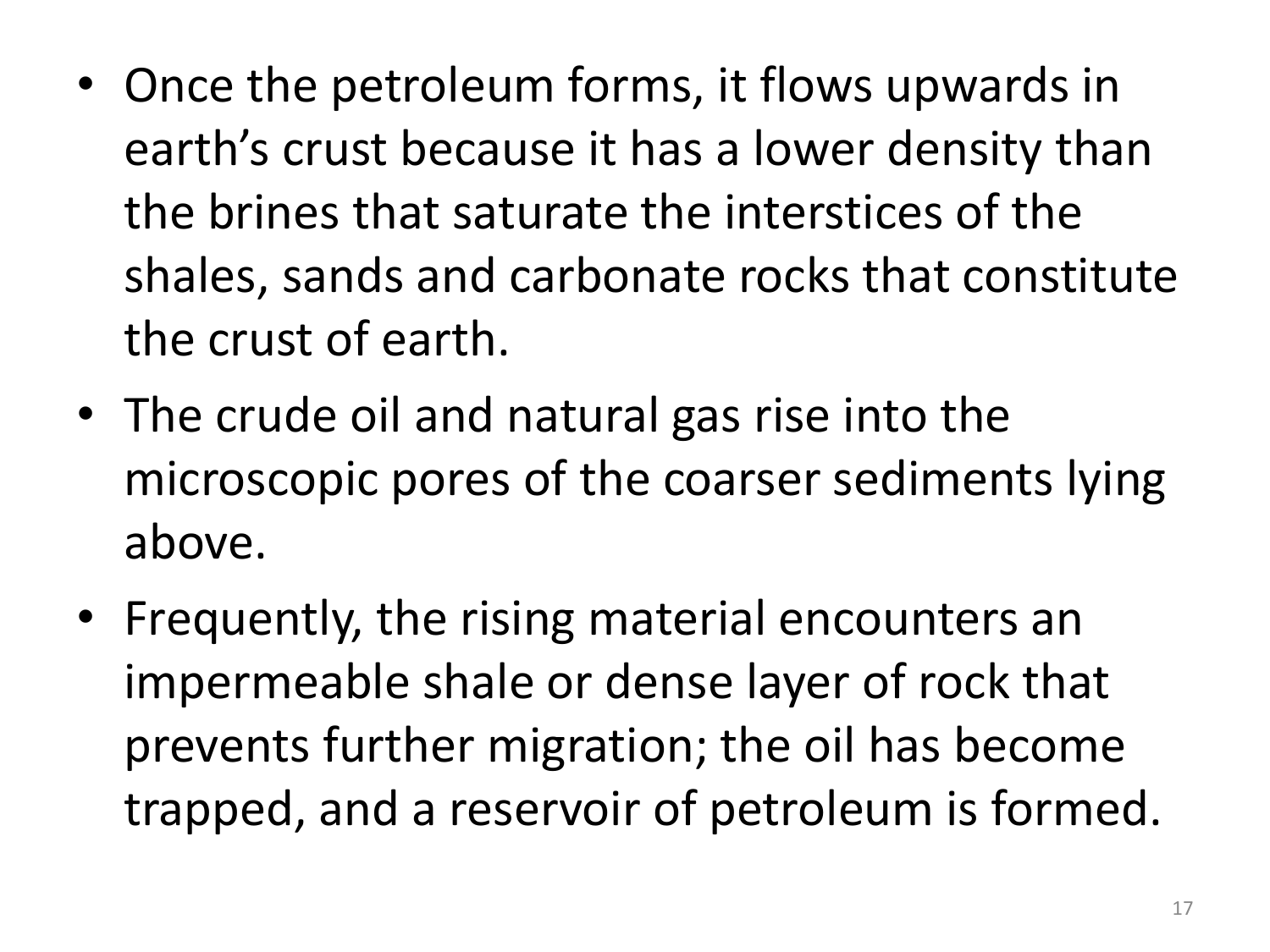- Once the petroleum forms, it flows upwards in earth’s crust because it has a lower density than the brines that saturate the interstices of the shales, sands and carbonate rocks that constitute the crust of earth.
- The crude oil and natural gas rise into the microscopic pores of the coarser sediments lying above.
- Frequently, the rising material encounters an impermeable shale or dense layer of rock that prevents further migration; the oil has become trapped, and a reservoir of petroleum is formed.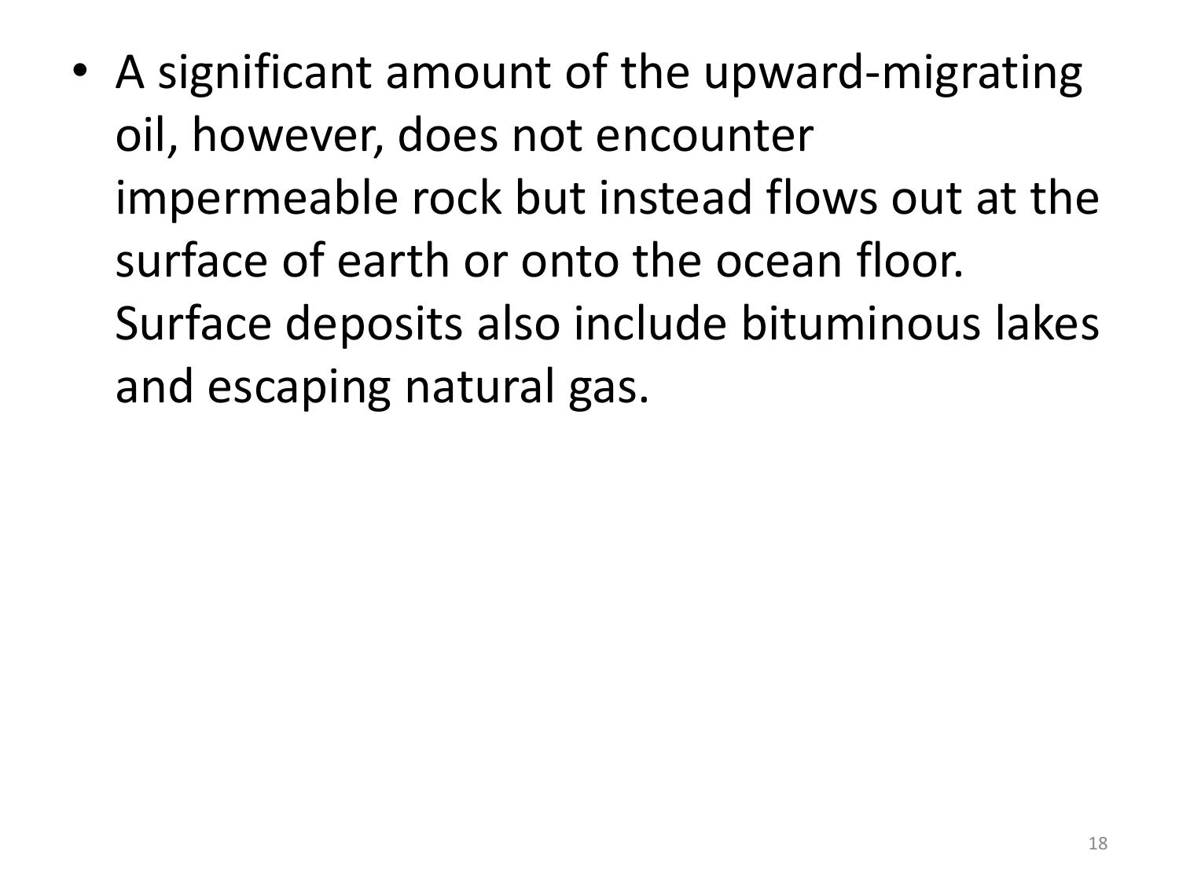- A significant amount of the upward-migrating oil, however, does not encounter impermeable rock but instead flows out at the surface of earth or onto the ocean floor. Surface deposits also include bituminous lakes and escaping natural gas.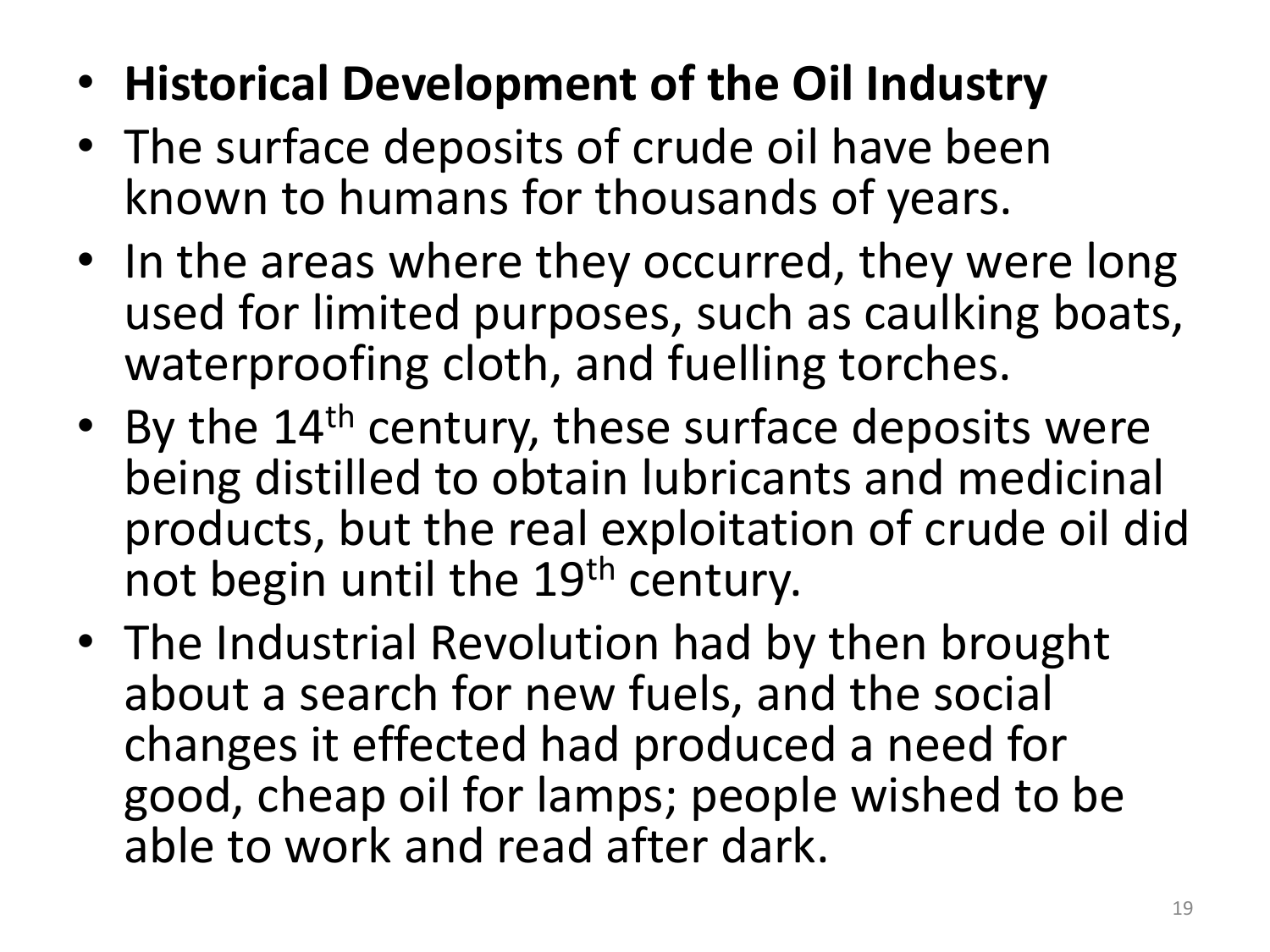- **Historical Development of the Oil Industry**
- The surface deposits of crude oil have been known to humans for thousands of years.
- In the areas where they occurred, they were long used for limited purposes, such as caulking boats, waterproofing cloth, and fuelling torches.
- By the 14th century, these surface deposits were being distilled to obtain lubricants and medicinal products, but the real exploitation of crude oil did not begin until the 19th century.
- The Industrial Revolution had by then brought about a search for new fuels, and the social changes it effected had produced a need for good, cheap oil for lamps; people wished to be able to work and read after dark.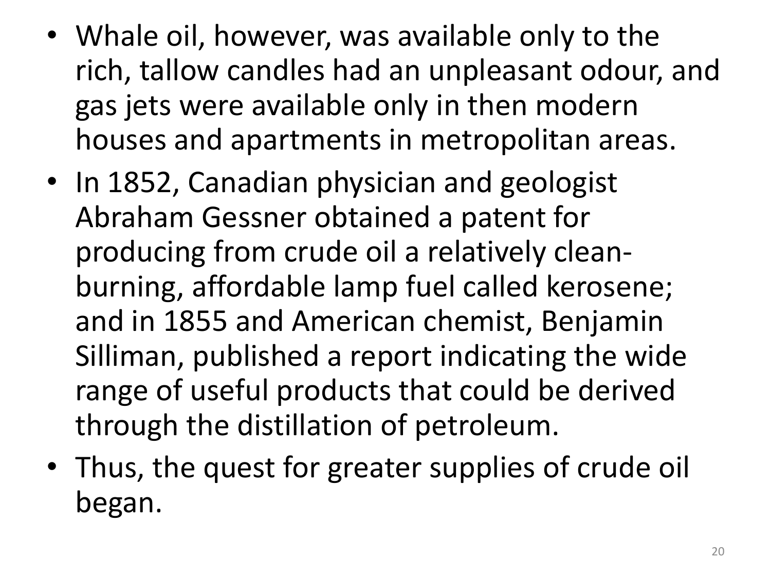- Whale oil, however, was available only to the rich, tallow candles had an unpleasant odour, and gas jets were available only in then modern houses and apartments in metropolitan areas.
- In 1852, Canadian physician and geologist Abraham Gessner obtained a patent for producing from crude oil a relatively clean-burning, affordable lamp fuel called kerosene; and in 1855 and American chemist, Benjamin Silliman, published a report indicating the wide range of useful products that could be derived through the distillation of petroleum.
- Thus, the quest for greater supplies of crude oil began.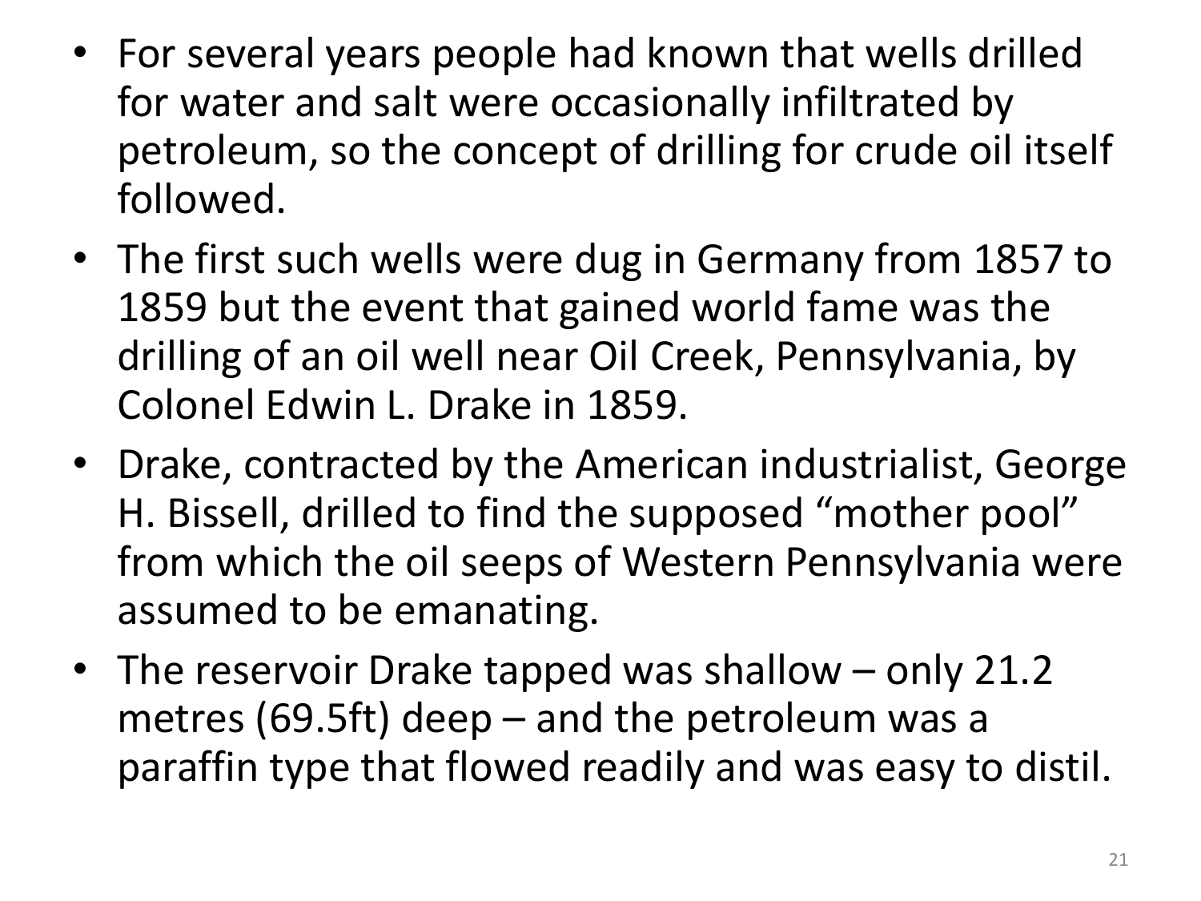- For several years people had known that wells drilled for water and salt were occasionally infiltrated by petroleum, so the concept of drilling for crude oil itself followed.
- The first such wells were dug in Germany from 1857 to 1859 but the event that gained world fame was the drilling of an oil well near Oil Creek, Pennsylvania, by Colonel Edwin L. Drake in 1859.
- Drake, contracted by the American industrialist, George H. Bissell, drilled to find the supposed “mother pool” from which the oil seeps of Western Pennsylvania were assumed to be emanating.
- The reservoir Drake tapped was shallow – only 21.2 metres (69.5ft) deep – and the petroleum was a paraffin type that flowed readily and was easy to distil.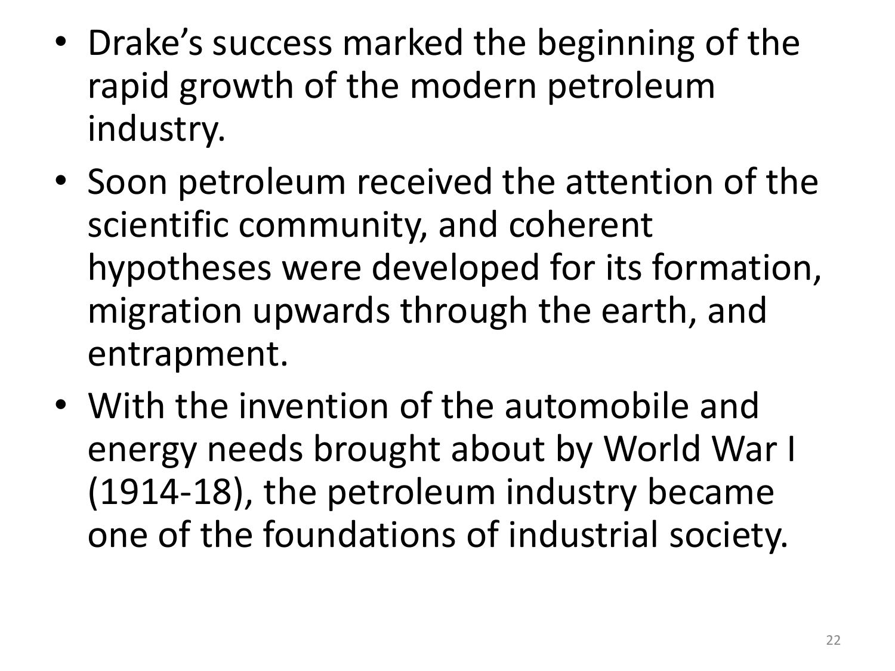- Drake's success marked the beginning of the rapid growth of the modern petroleum industry.
- Soon petroleum received the attention of the scientific community, and coherent hypotheses were developed for its formation, migration upwards through the earth, and entrapment.
- With the invention of the automobile and energy needs brought about by World War I (1914-18), the petroleum industry became one of the foundations of industrial society.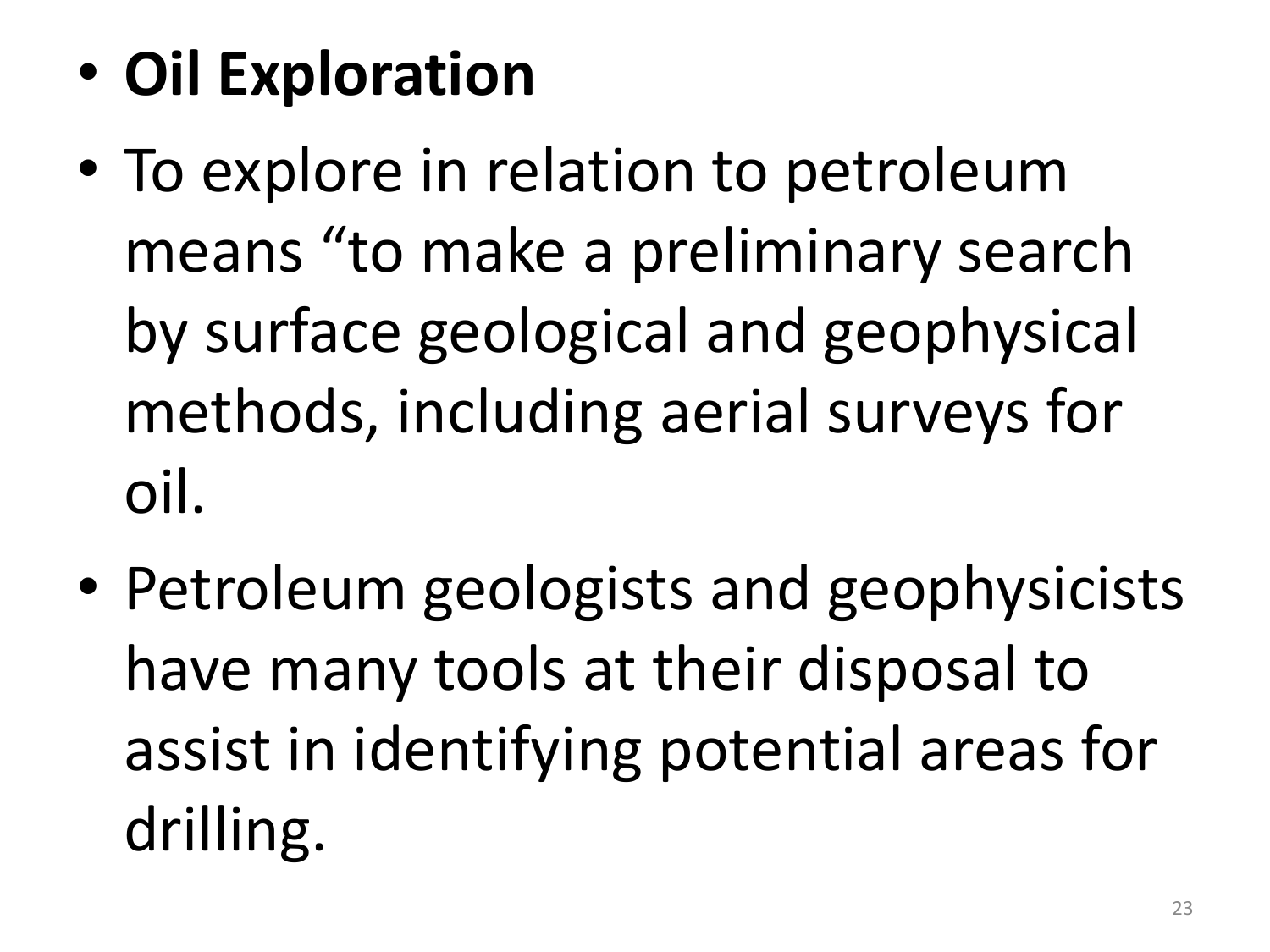- **Oil Exploration**
- To explore in relation to petroleum means “to make a preliminary search by surface geological and geophysical methods, including aerial surveys for oil.
- Petroleum geologists and geophysicists have many tools at their disposal to assist in identifying potential areas for drilling.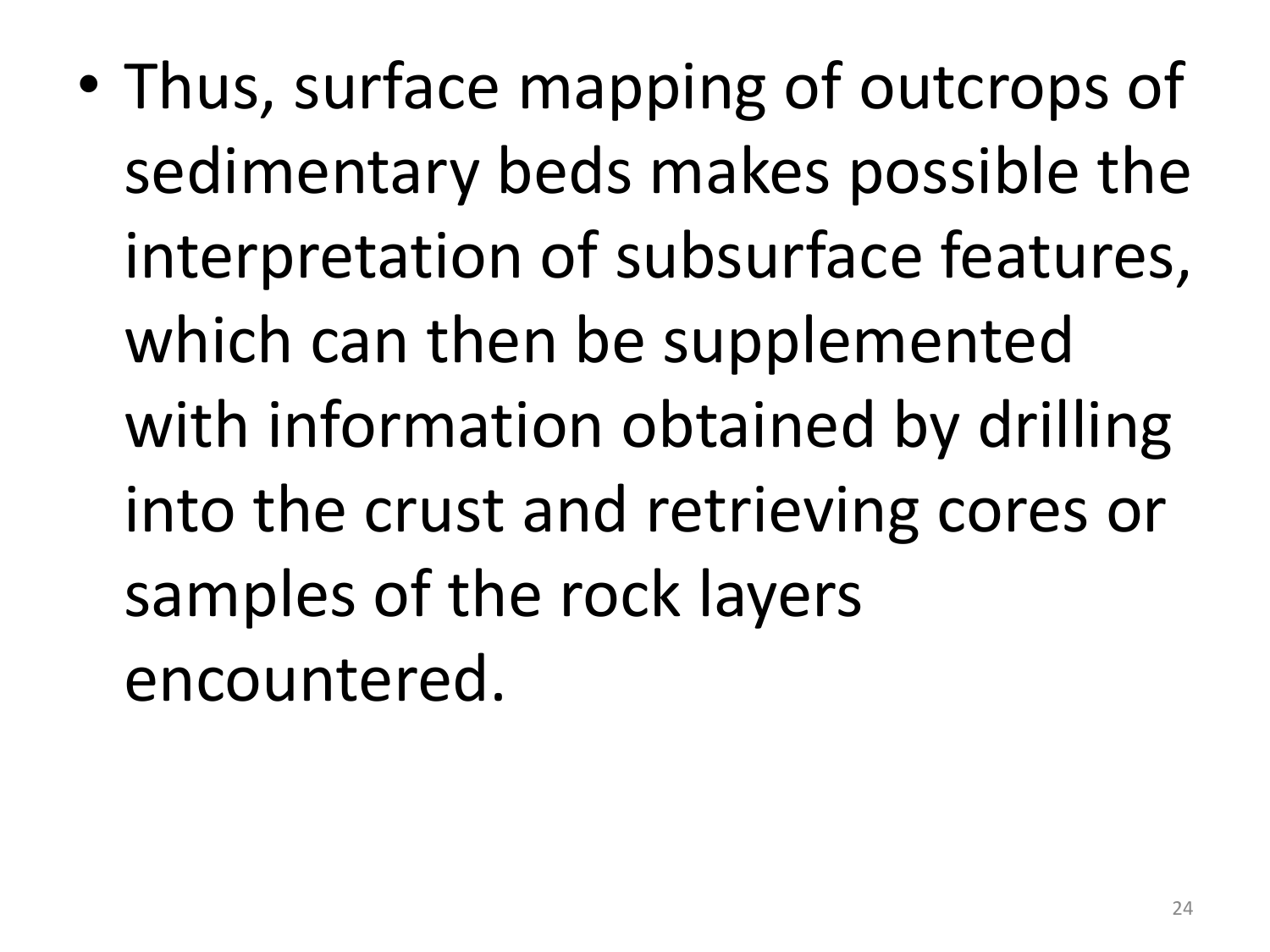- Thus, surface mapping of outcrops of sedimentary beds makes possible the interpretation of subsurface features, which can then be supplemented with information obtained by drilling into the crust and retrieving cores or samples of the rock layers encountered.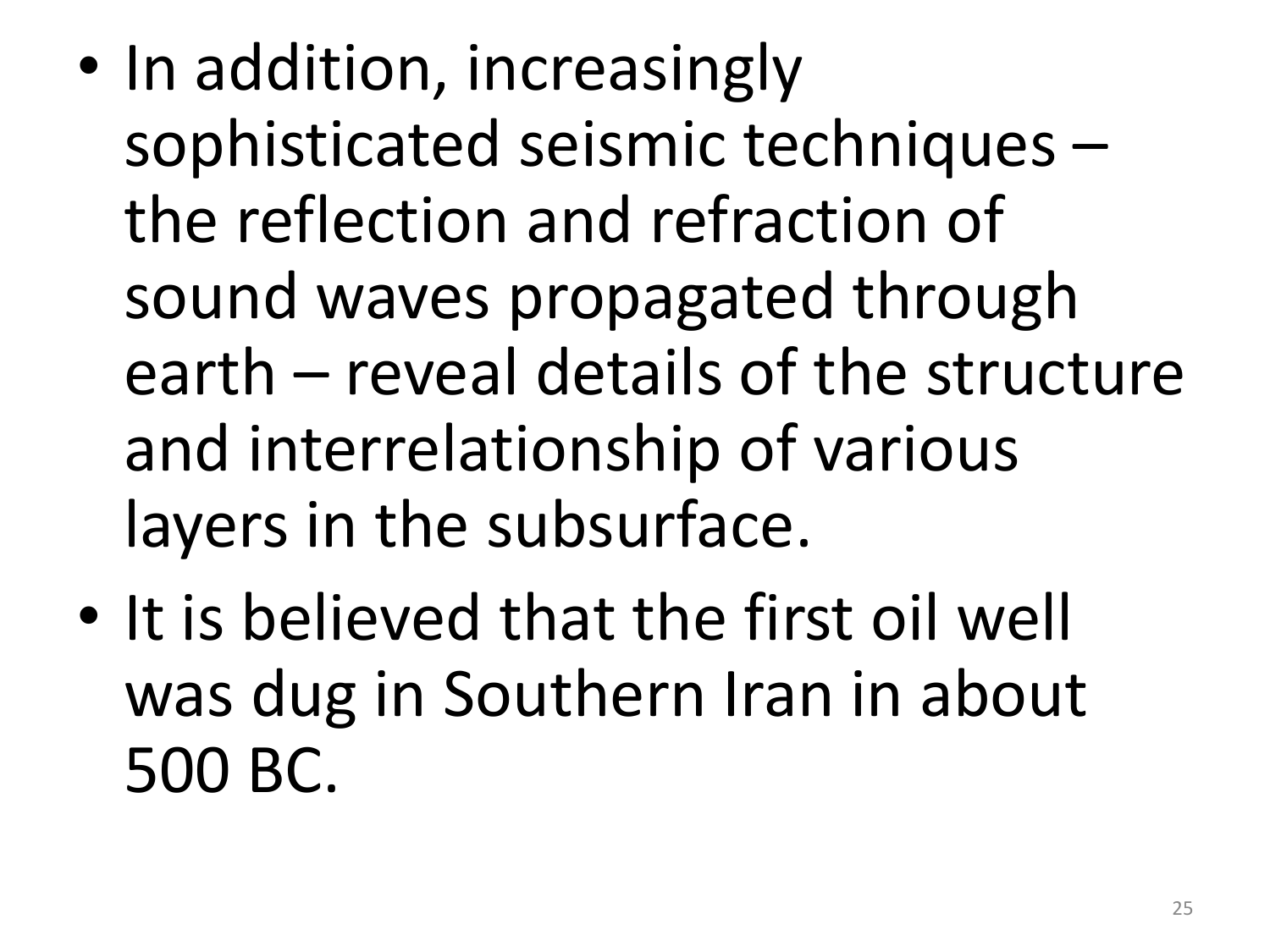- In addition, increasingly sophisticated seismic techniques – the reflection and refraction of sound waves propagated through earth – reveal details of the structure and interrelationship of various layers in the subsurface.
- It is believed that the first oil well was dug in Southern Iran in about 500 BC.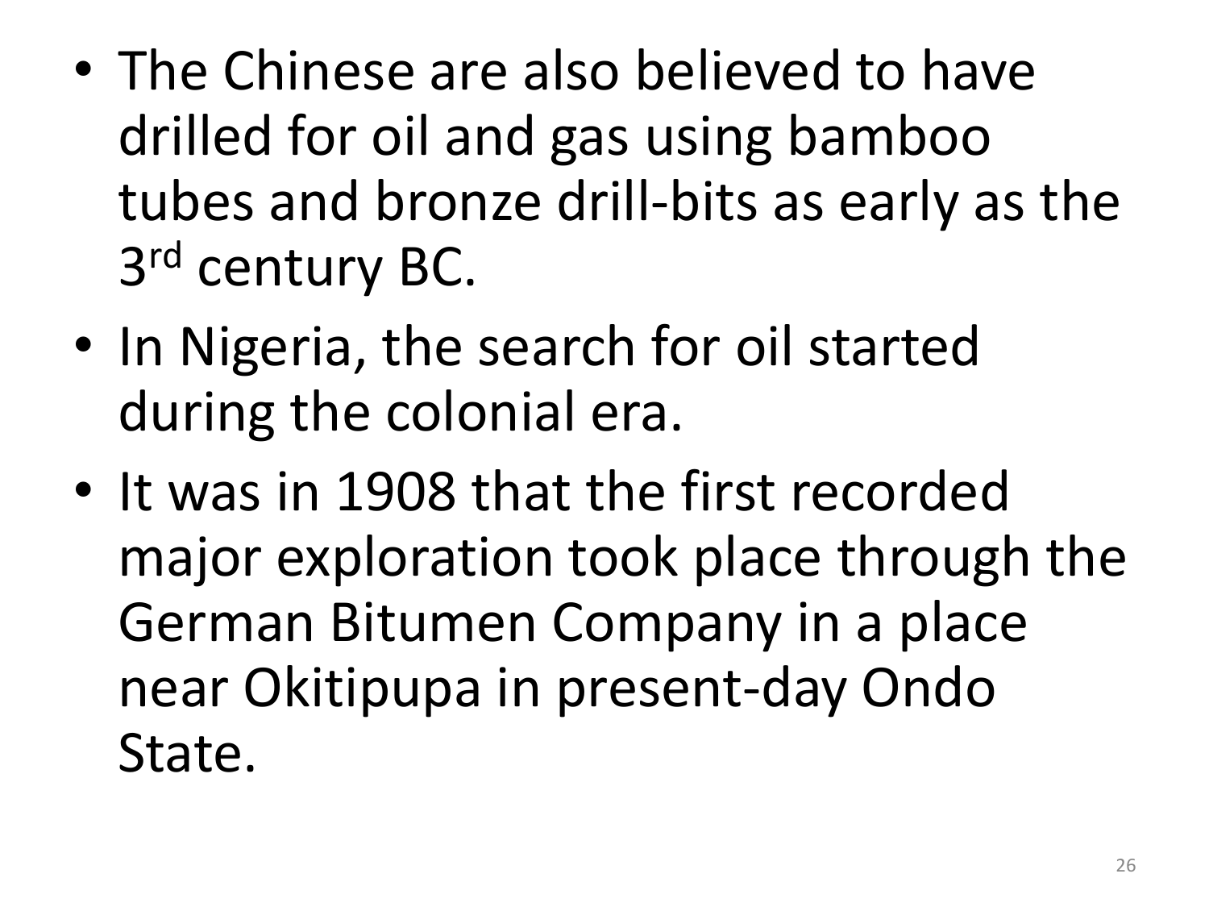- The Chinese are also believed to have drilled for oil and gas using bamboo tubes and bronze drill-bits as early as the 3rd century BC.
- In Nigeria, the search for oil started during the colonial era.
- It was in 1908 that the first recorded major exploration took place through the German Bitumen Company in a place near Okitipupa in present-day Ondo State.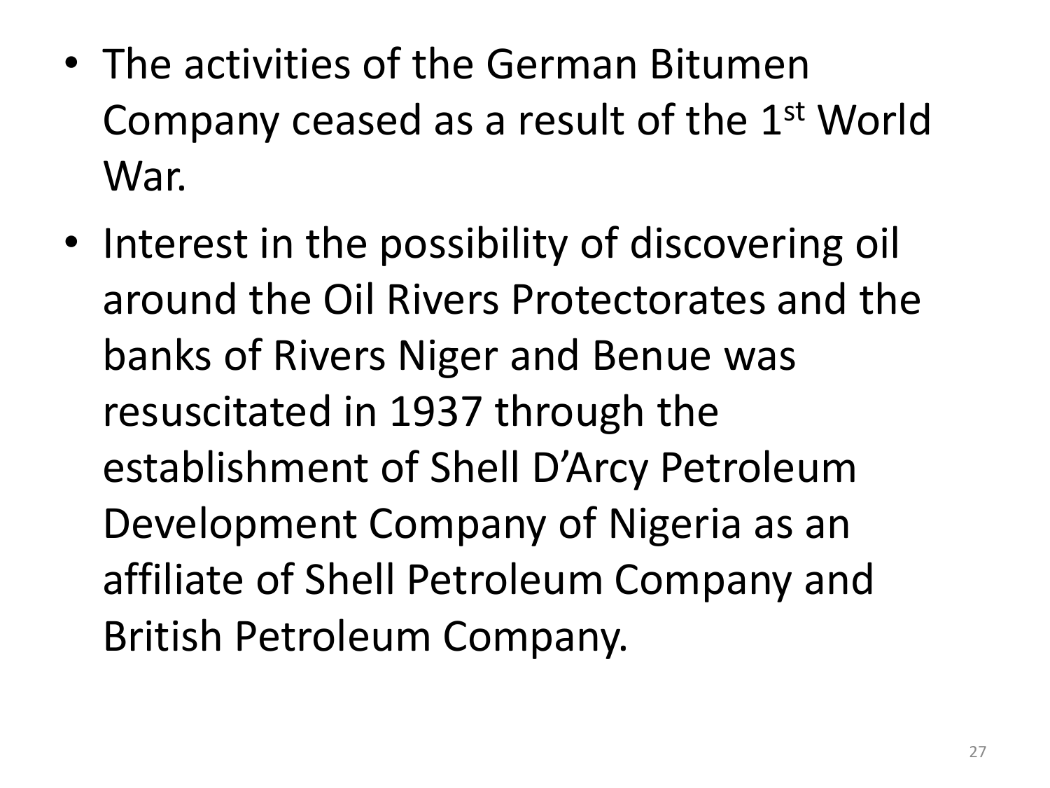- The activities of the German Bitumen Company ceased as a result of the 1st World War.
- Interest in the possibility of discovering oil around the Oil Rivers Protectorates and the banks of Rivers Niger and Benue was resuscitated in 1937 through the establishment of Shell D'Arcy Petroleum Development Company of Nigeria as an affiliate of Shell Petroleum Company and British Petroleum Company.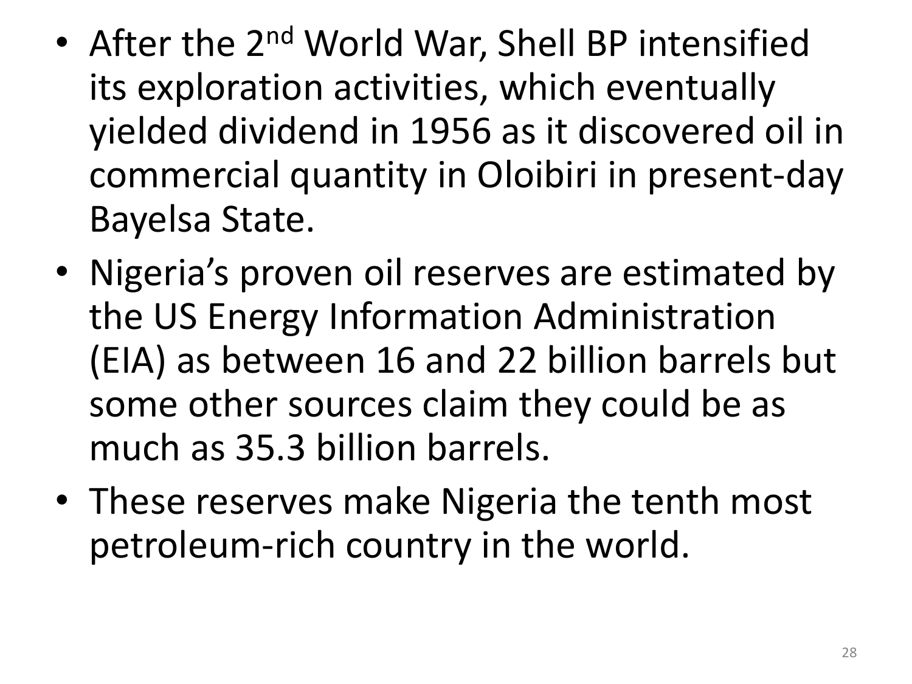- After the 2nd World War, Shell BP intensified its exploration activities, which eventually yielded dividend in 1956 as it discovered oil in commercial quantity in Oloibiri in present-day Bayelsa State.
- Nigeria’s proven oil reserves are estimated by the US Energy Information Administration (EIA) as between 16 and 22 billion barrels but some other sources claim they could be as much as 35.3 billion barrels.
- These reserves make Nigeria the tenth most petroleum-rich country in the world.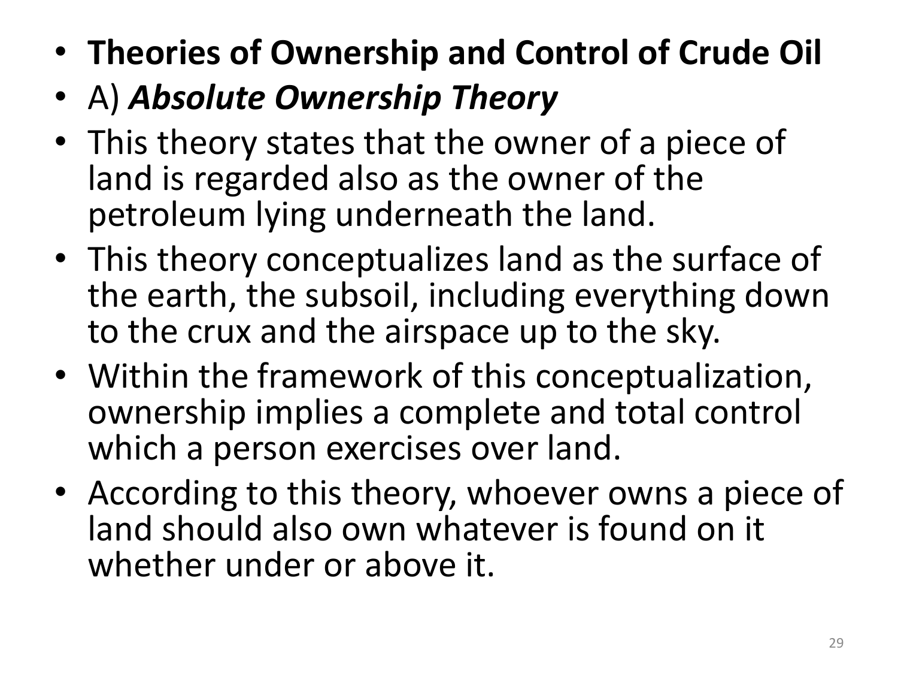- **Theories of Ownership and Control of Crude Oil**
- A) ***Absolute Ownership Theory***
- This theory states that the owner of a piece of land is regarded also as the owner of the petroleum lying underneath the land.
- This theory conceptualizes land as the surface of the earth, the subsoil, including everything down to the crux and the airspace up to the sky.
- Within the framework of this conceptualization, ownership implies a complete and total control which a person exercises over land.
- According to this theory, whoever owns a piece of land should also own whatever is found on it whether under or above it.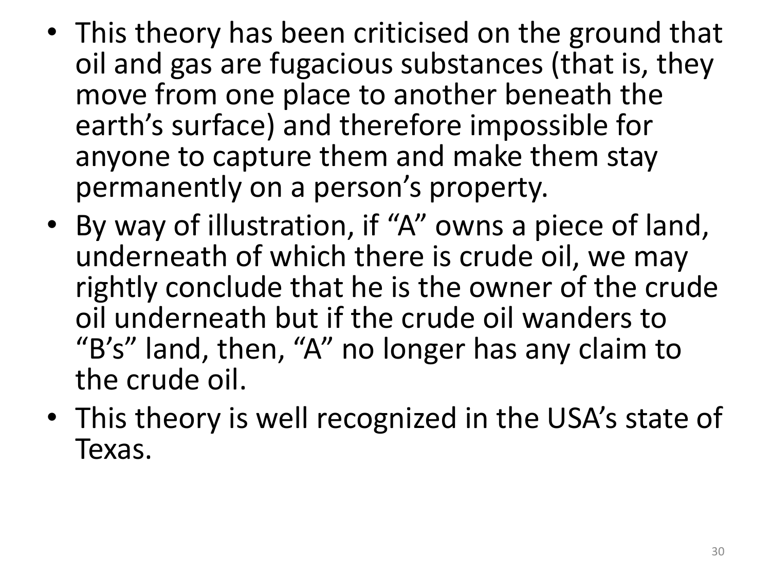- This theory has been criticised on the ground that oil and gas are fugacious substances (that is, they move from one place to another beneath the earth's surface) and therefore impossible for anyone to capture them and make them stay permanently on a person's property.
- By way of illustration, if "A" owns a piece of land, underneath of which there is crude oil, we may rightly conclude that he is the owner of the crude oil underneath but if the crude oil wanders to "B's" land, then, "A" no longer has any claim to the crude oil.
- This theory is well recognized in the USA's state of Texas.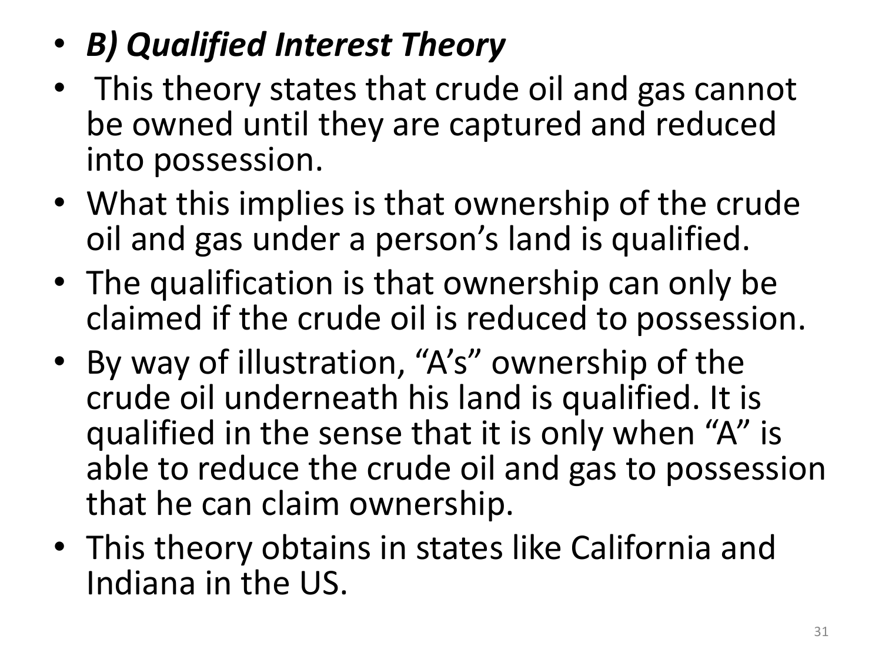- ***B) Qualified Interest Theory***
- This theory states that crude oil and gas cannot be owned until they are captured and reduced into possession.
- What this implies is that ownership of the crude oil and gas under a person's land is qualified.
- The qualification is that ownership can only be claimed if the crude oil is reduced to possession.
- By way of illustration, "A's" ownership of the crude oil underneath his land is qualified. It is qualified in the sense that it is only when "A" is able to reduce the crude oil and gas to possession that he can claim ownership.
- This theory obtains in states like California and Indiana in the US.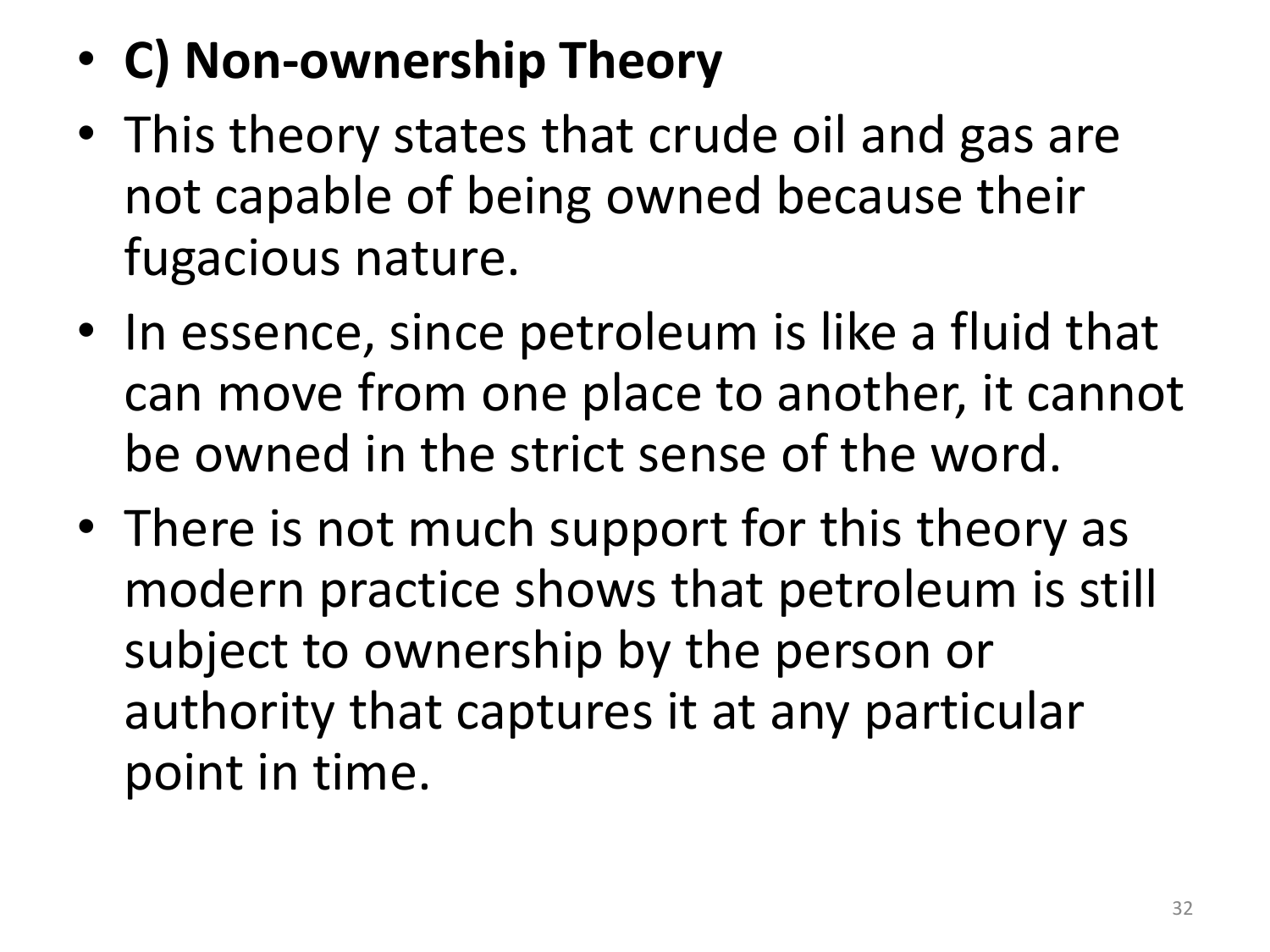- **C) Non-ownership Theory**
- This theory states that crude oil and gas are not capable of being owned because their fugacious nature.
- In essence, since petroleum is like a fluid that can move from one place to another, it cannot be owned in the strict sense of the word.
- There is not much support for this theory as modern practice shows that petroleum is still subject to ownership by the person or authority that captures it at any particular point in time.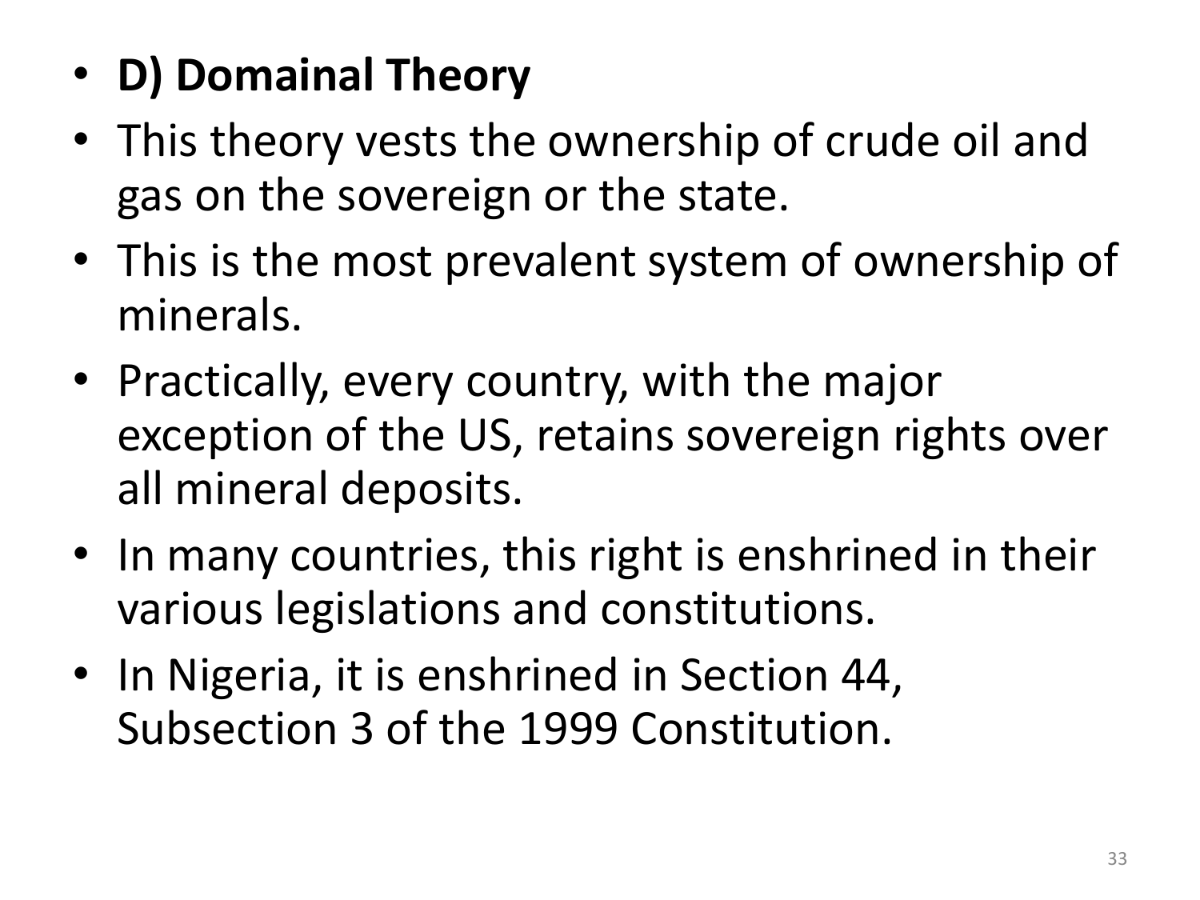- **D) Domainal Theory**
- This theory vests the ownership of crude oil and gas on the sovereign or the state.
- This is the most prevalent system of ownership of minerals.
- Practically, every country, with the major exception of the US, retains sovereign rights over all mineral deposits.
- In many countries, this right is enshrined in their various legislations and constitutions.
- In Nigeria, it is enshrined in Section 44, Subsection 3 of the 1999 Constitution.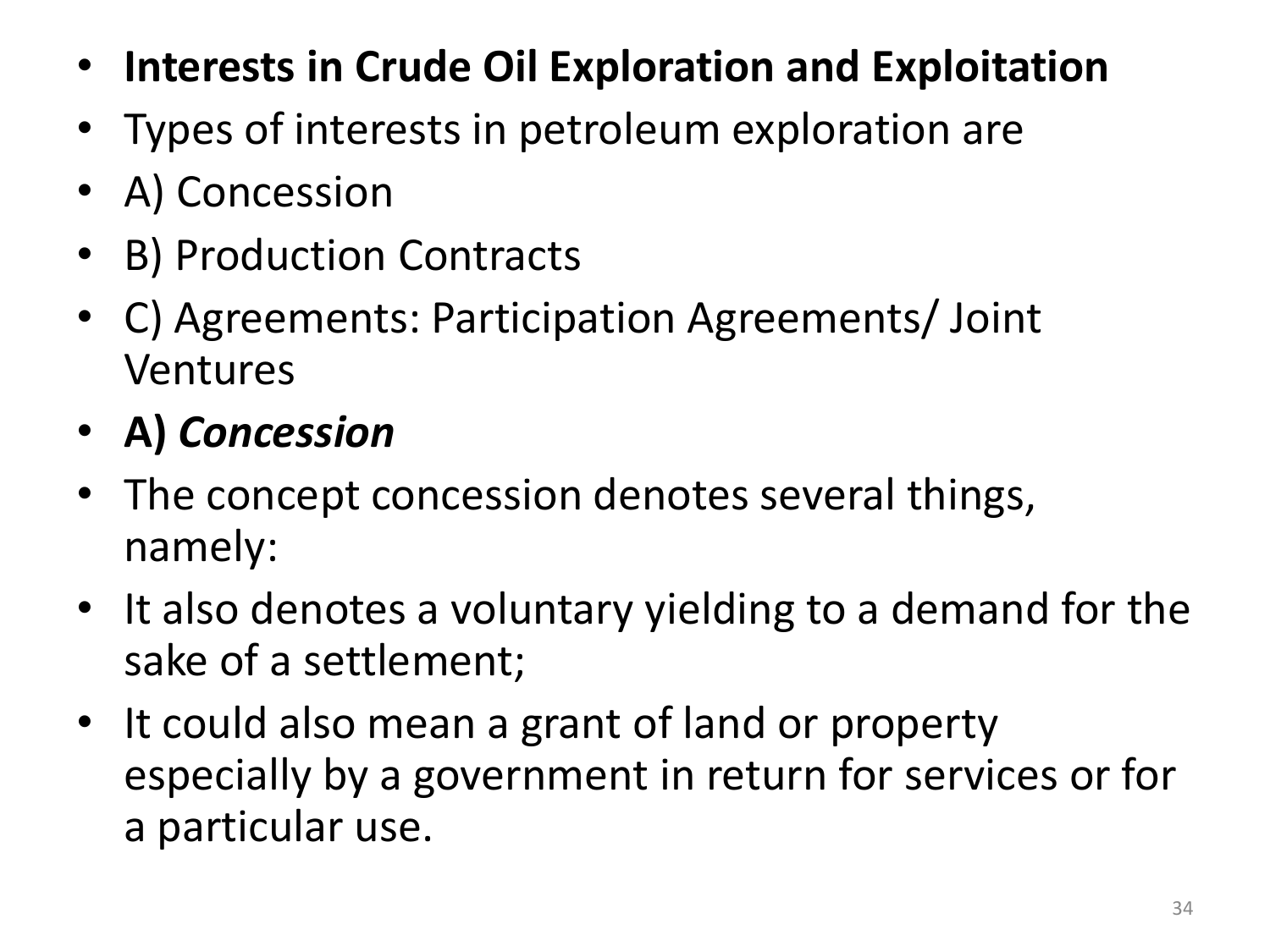- **Interests in Crude Oil Exploration and Exploitation**
- Types of interests in petroleum exploration are
- A) Concession
- B) Production Contracts
- C) Agreements: Participation Agreements/ Joint Ventures
- **A) *Concession***
- The concept concession denotes several things, namely:
- It also denotes a voluntary yielding to a demand for the sake of a settlement;
- It could also mean a grant of land or property especially by a government in return for services or for a particular use.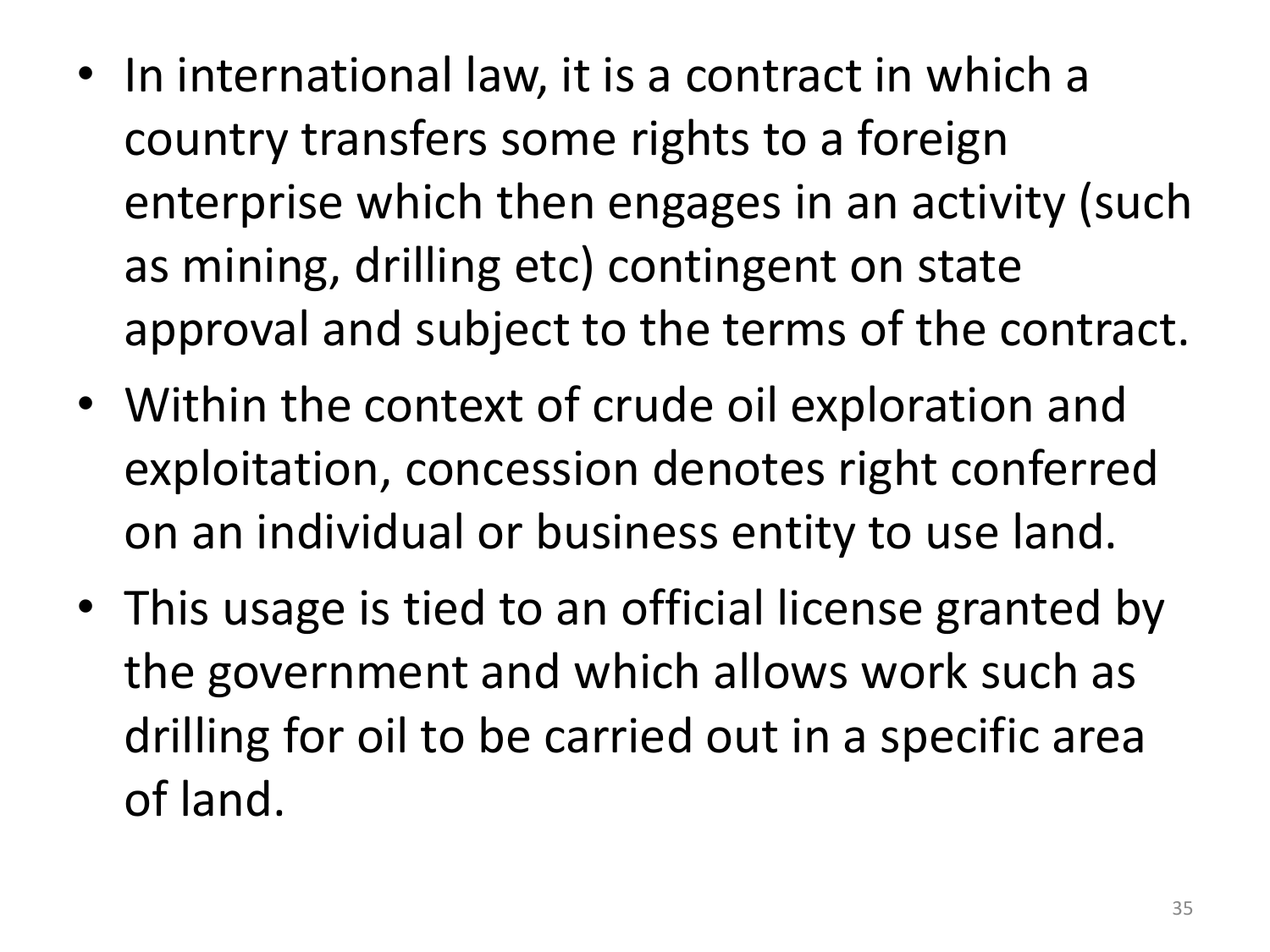- In international law, it is a contract in which a country transfers some rights to a foreign enterprise which then engages in an activity (such as mining, drilling etc) contingent on state approval and subject to the terms of the contract.
- Within the context of crude oil exploration and exploitation, concession denotes right conferred on an individual or business entity to use land.
- This usage is tied to an official license granted by the government and which allows work such as drilling for oil to be carried out in a specific area of land.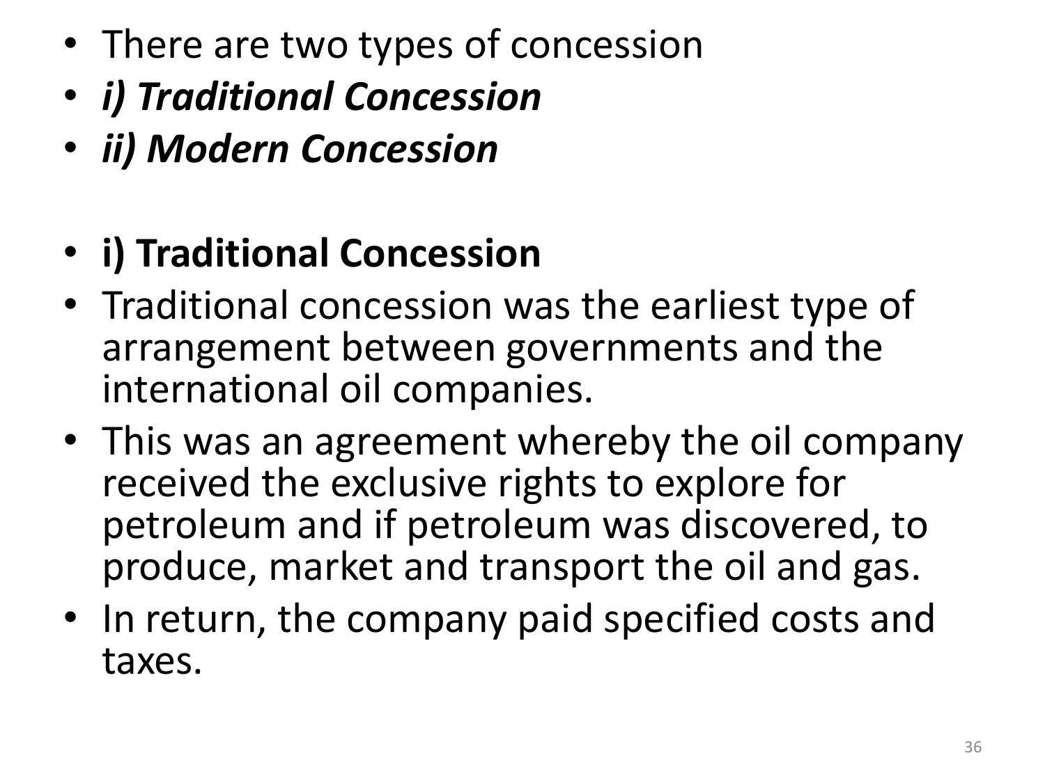- There are two types of concession
- ***i) Traditional Concession***
- ***ii) Modern Concession***

- **i) Traditional Concession**
- Traditional concession was the earliest type of arrangement between governments and the international oil companies.
- This was an agreement whereby the oil company received the exclusive rights to explore for petroleum and if petroleum was discovered, to produce, market and transport the oil and gas.
- In return, the company paid specified costs and taxes.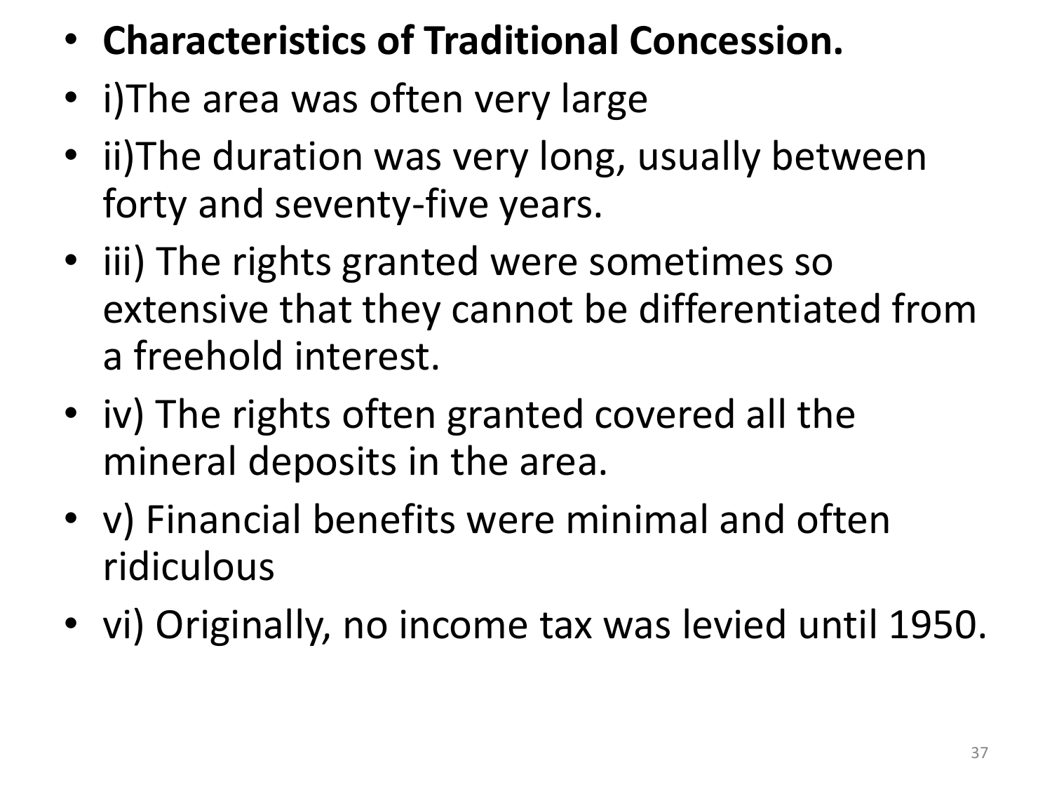- **Characteristics of Traditional Concession.**
- i)The area was often very large
- ii)The duration was very long, usually between forty and seventy-five years.
- iii) The rights granted were sometimes so extensive that they cannot be differentiated from a freehold interest.
- iv) The rights often granted covered all the mineral deposits in the area.
- v) Financial benefits were minimal and often ridiculous
- vi) Originally, no income tax was levied until 1950.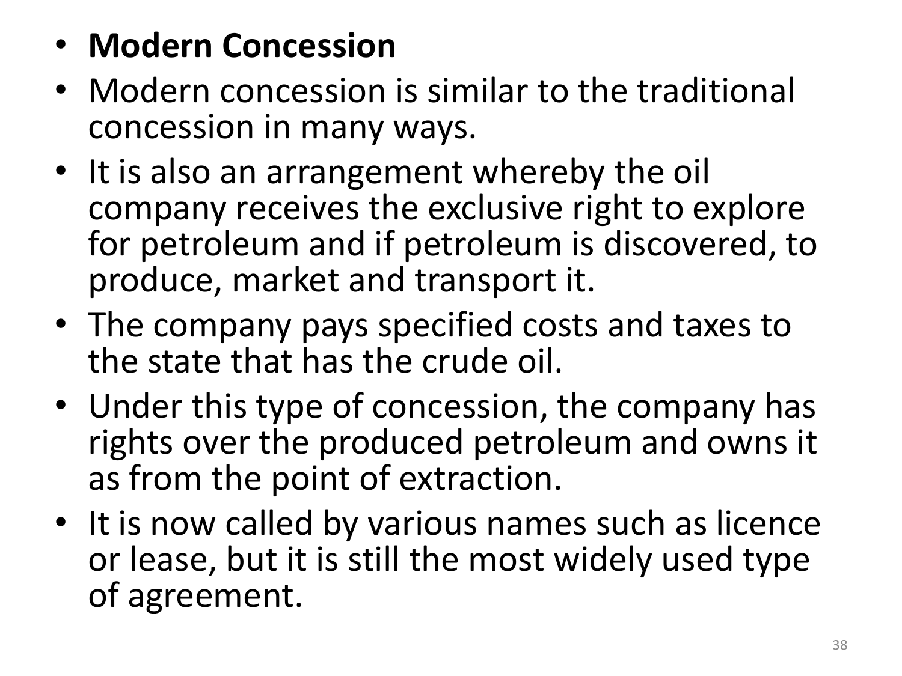- **Modern Concession**
- Modern concession is similar to the traditional concession in many ways.
- It is also an arrangement whereby the oil company receives the exclusive right to explore for petroleum and if petroleum is discovered, to produce, market and transport it.
- The company pays specified costs and taxes to the state that has the crude oil.
- Under this type of concession, the company has rights over the produced petroleum and owns it as from the point of extraction.
- It is now called by various names such as licence or lease, but it is still the most widely used type of agreement.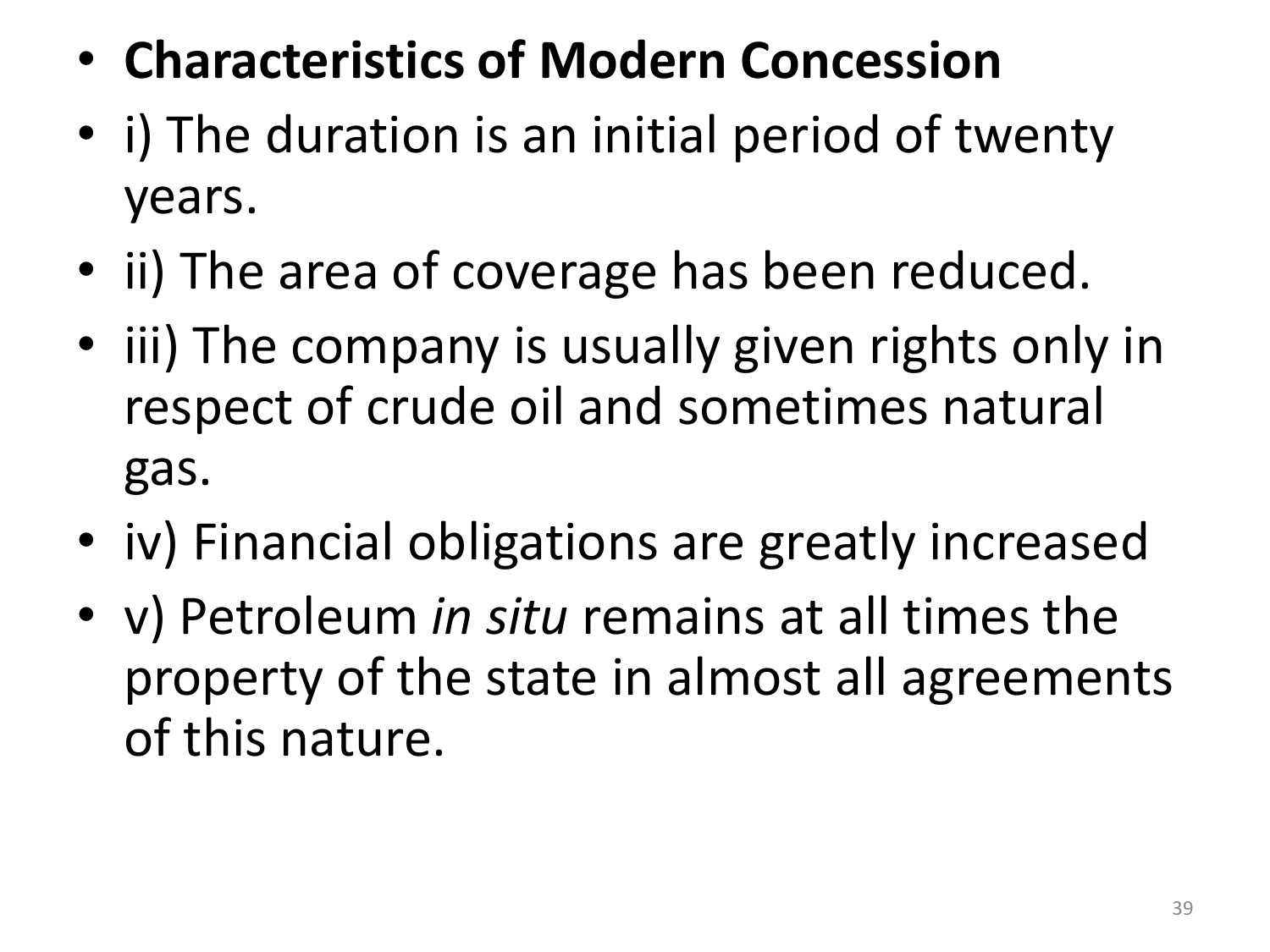- **Characteristics of Modern Concession**
- i) The duration is an initial period of twenty years.
- ii) The area of coverage has been reduced.
- iii) The company is usually given rights only in respect of crude oil and sometimes natural gas.
- iv) Financial obligations are greatly increased
- v) Petroleum *in situ* remains at all times the property of the state in almost all agreements of this nature.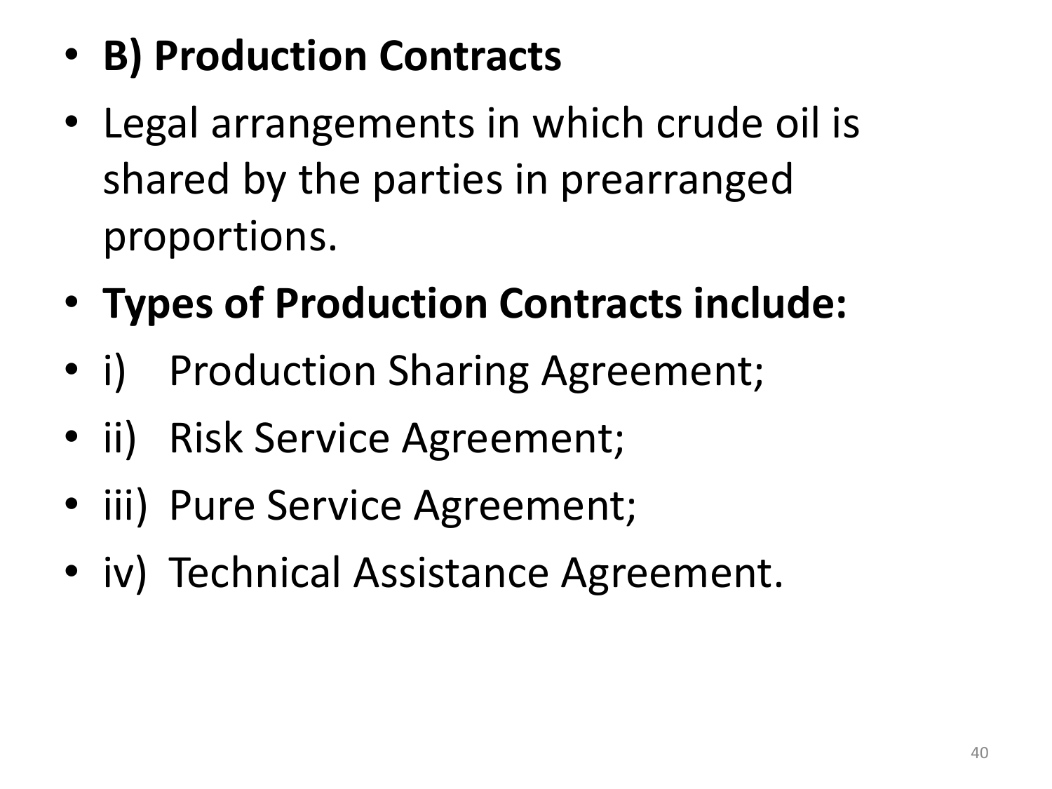- **B) Production Contracts**
- Legal arrangements in which crude oil is shared by the parties in prearranged proportions.
- **Types of Production Contracts include:**
- i) Production Sharing Agreement;
- ii) Risk Service Agreement;
- iii) Pure Service Agreement;
- iv) Technical Assistance Agreement.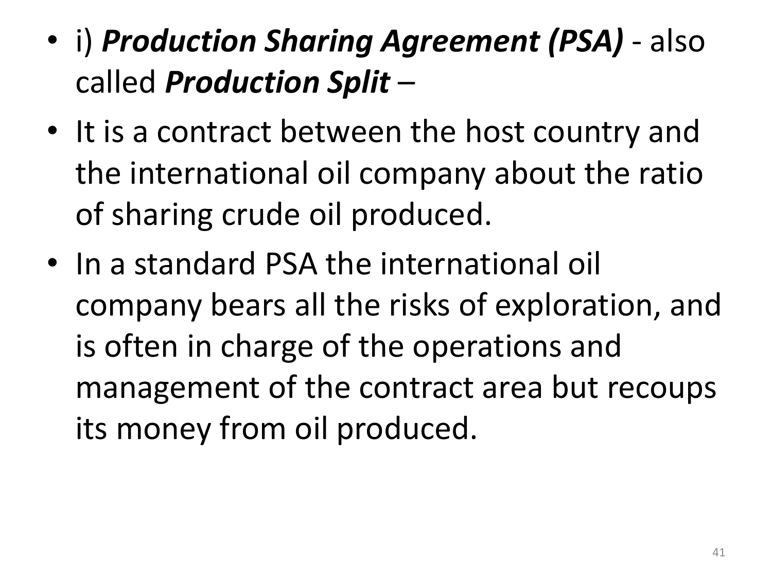- i) ***Production Sharing Agreement (PSA)*** - also called ***Production Split*** –
- It is a contract between the host country and the international oil company about the ratio of sharing crude oil produced.
- In a standard PSA the international oil company bears all the risks of exploration, and is often in charge of the operations and management of the contract area but recoups its money from oil produced.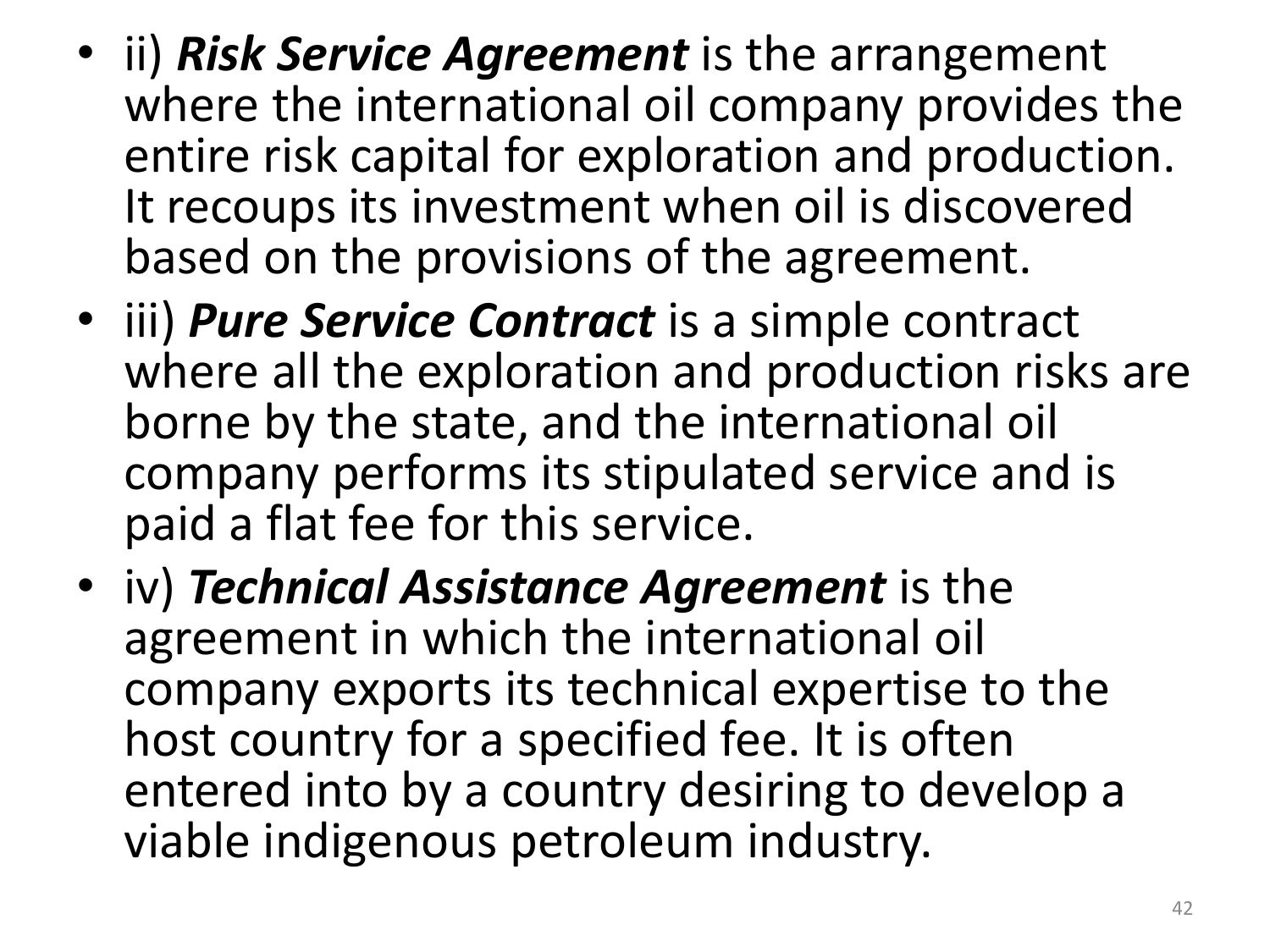- ii) ***Risk Service Agreement*** is the arrangement where the international oil company provides the entire risk capital for exploration and production. It recoups its investment when oil is discovered based on the provisions of the agreement.
- iii) ***Pure Service Contract*** is a simple contract where all the exploration and production risks are borne by the state, and the international oil company performs its stipulated service and is paid a flat fee for this service.
- iv) ***Technical Assistance Agreement*** is the agreement in which the international oil company exports its technical expertise to the host country for a specified fee. It is often entered into by a country desiring to develop a viable indigenous petroleum industry.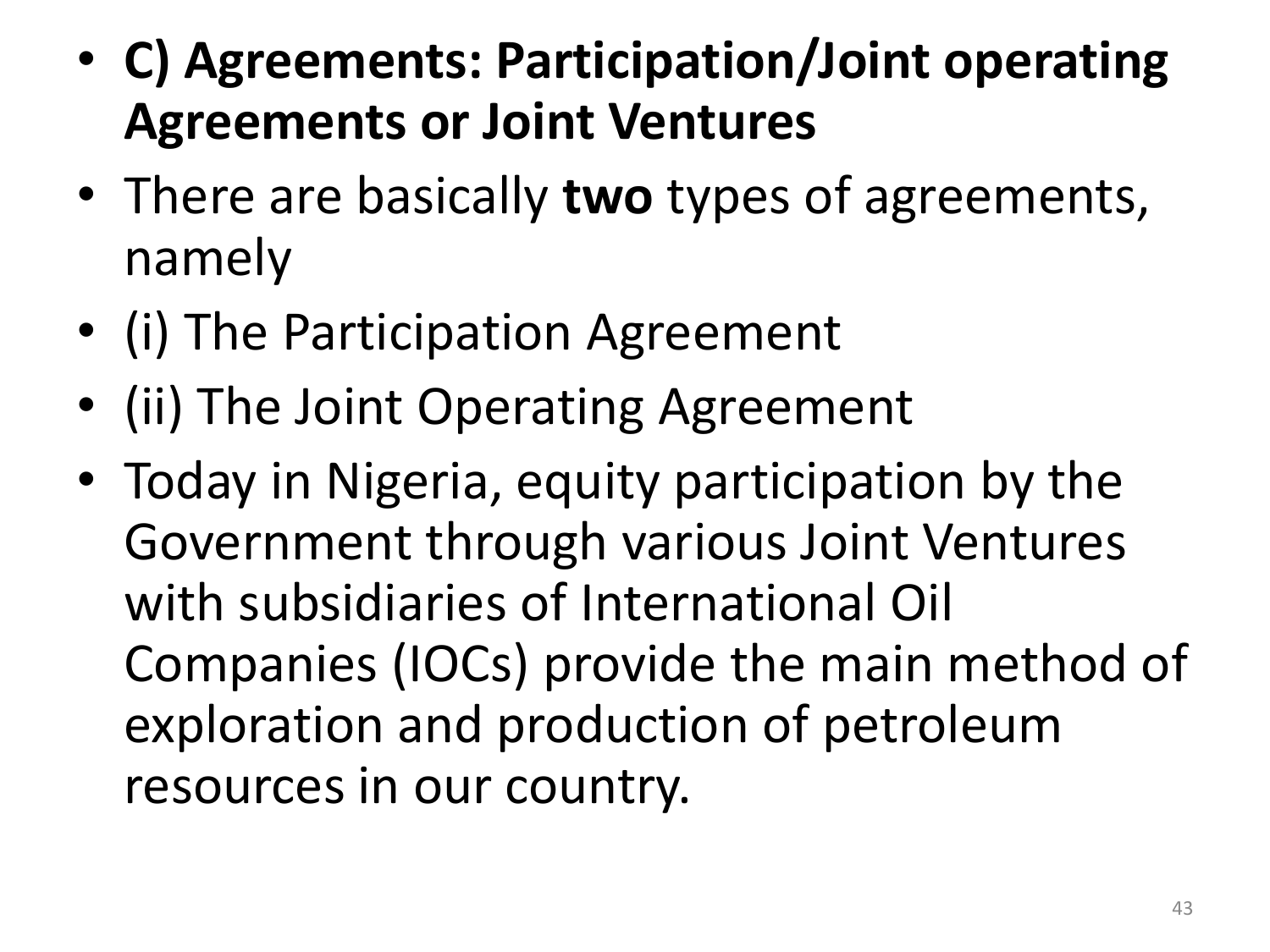- **C) Agreements: Participation/Joint operating Agreements or Joint Ventures**
- There are basically **two** types of agreements, namely
- (i) The Participation Agreement
- (ii) The Joint Operating Agreement
- Today in Nigeria, equity participation by the Government through various Joint Ventures with subsidiaries of International Oil Companies (IOCs) provide the main method of exploration and production of petroleum resources in our country.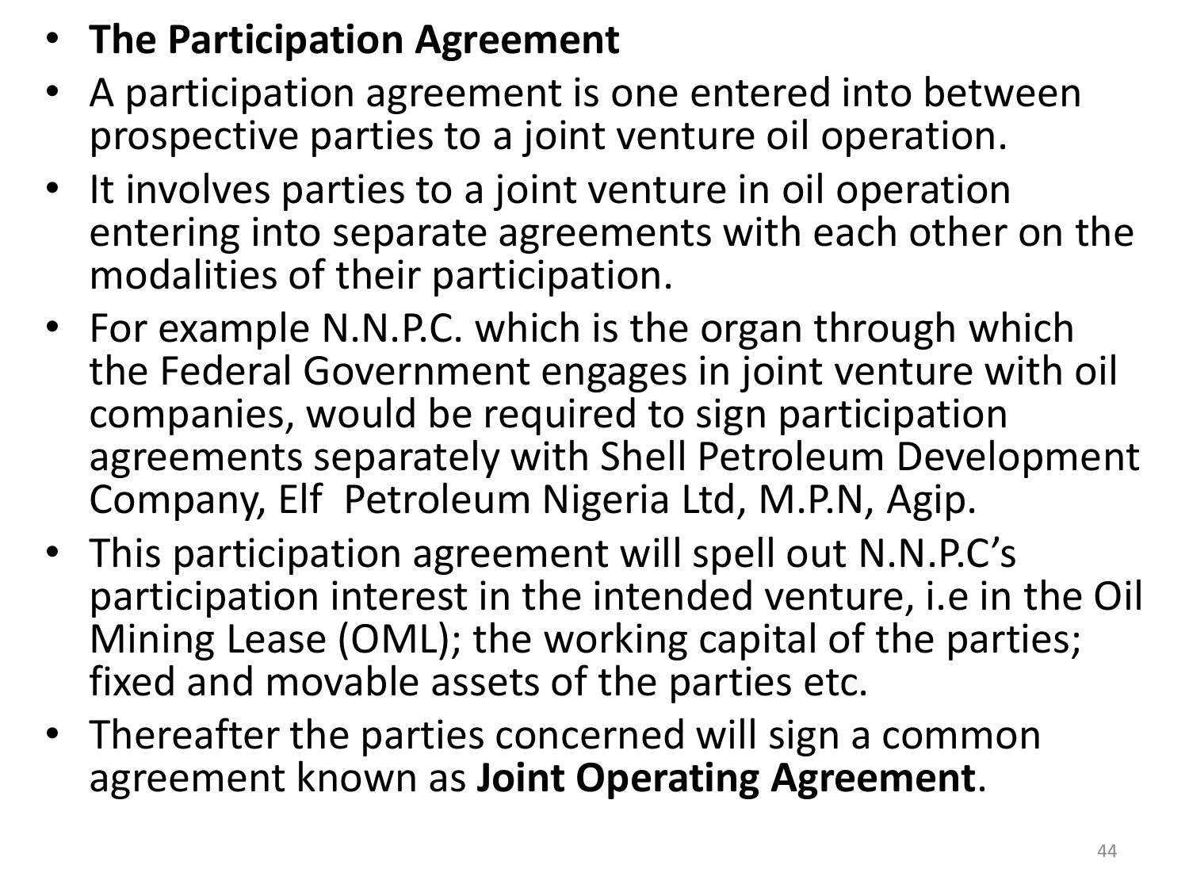- **The Participation Agreement**
- A participation agreement is one entered into between prospective parties to a joint venture oil operation.
- It involves parties to a joint venture in oil operation entering into separate agreements with each other on the modalities of their participation.
- For example N.N.P.C. which is the organ through which the Federal Government engages in joint venture with oil companies, would be required to sign participation agreements separately with Shell Petroleum Development Company, Elf Petroleum Nigeria Ltd, M.P.N, Agip.
- This participation agreement will spell out N.N.P.C's participation interest in the intended venture, i.e in the Oil Mining Lease (OML); the working capital of the parties; fixed and movable assets of the parties etc.
- Thereafter the parties concerned will sign a common agreement known as **Joint Operating Agreement**.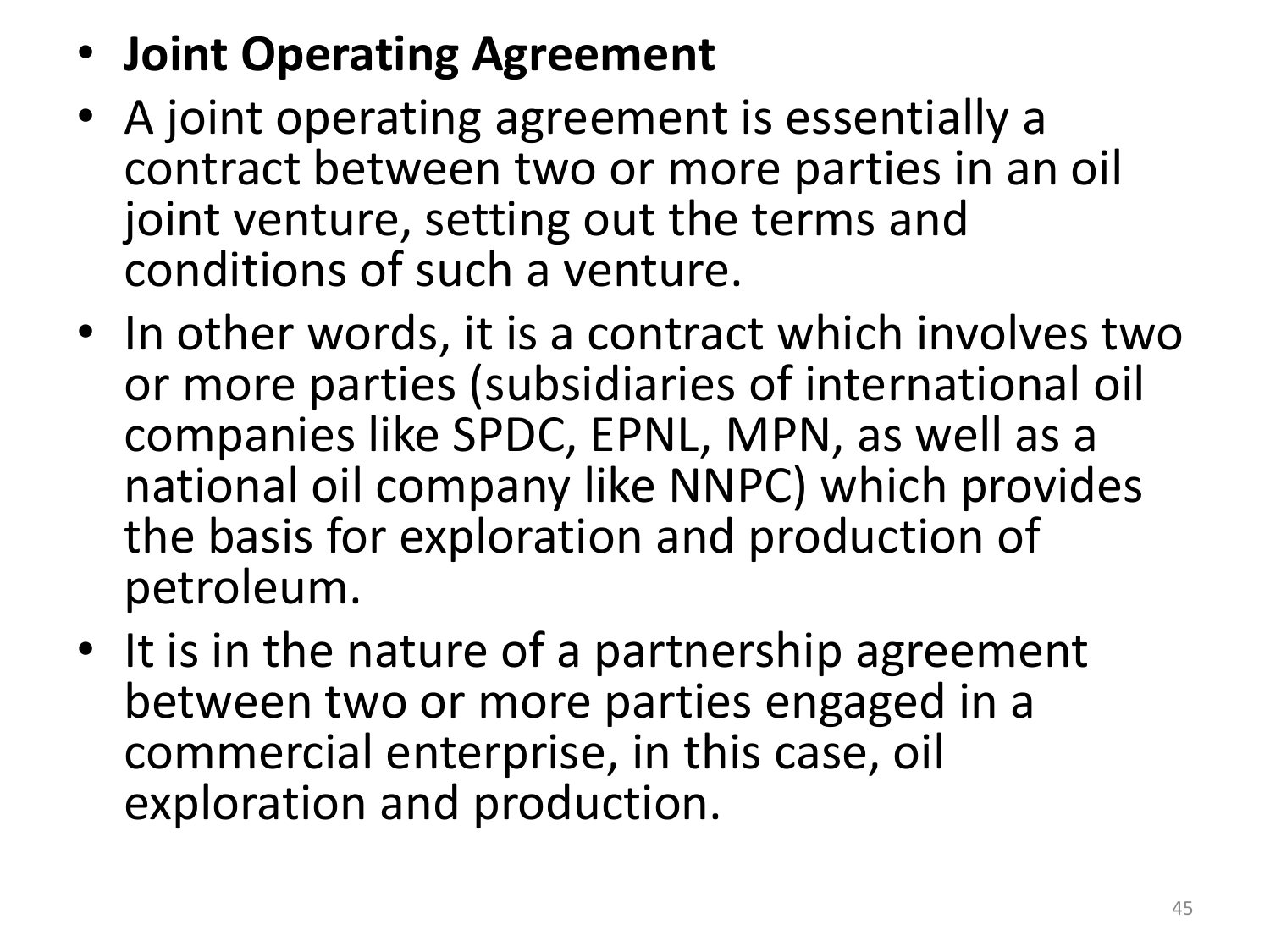- **Joint Operating Agreement**
- A joint operating agreement is essentially a contract between two or more parties in an oil joint venture, setting out the terms and conditions of such a venture.
- In other words, it is a contract which involves two or more parties (subsidiaries of international oil companies like SPDC, EPNL, MPN, as well as a national oil company like NNPC) which provides the basis for exploration and production of petroleum.
- It is in the nature of a partnership agreement between two or more parties engaged in a commercial enterprise, in this case, oil exploration and production.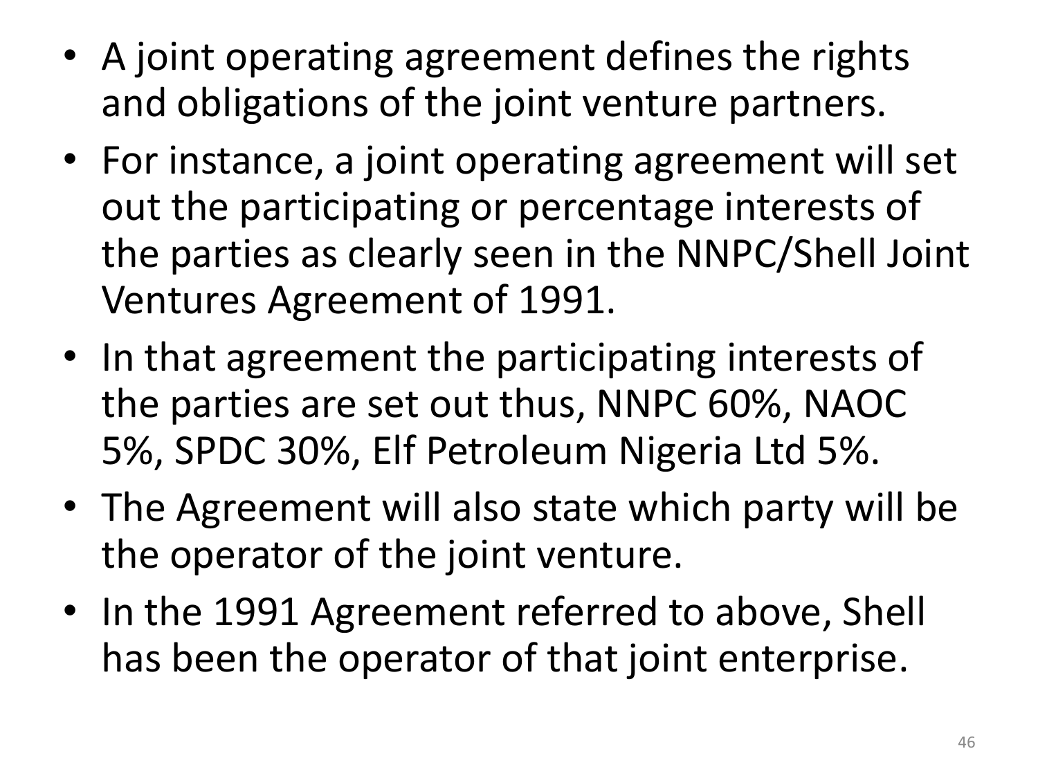- A joint operating agreement defines the rights and obligations of the joint venture partners.
- For instance, a joint operating agreement will set out the participating or percentage interests of the parties as clearly seen in the NNPC/Shell Joint Ventures Agreement of 1991.
- In that agreement the participating interests of the parties are set out thus, NNPC 60%, NAOC 5%, SPDC 30%, Elf Petroleum Nigeria Ltd 5%.
- The Agreement will also state which party will be the operator of the joint venture.
- In the 1991 Agreement referred to above, Shell has been the operator of that joint enterprise.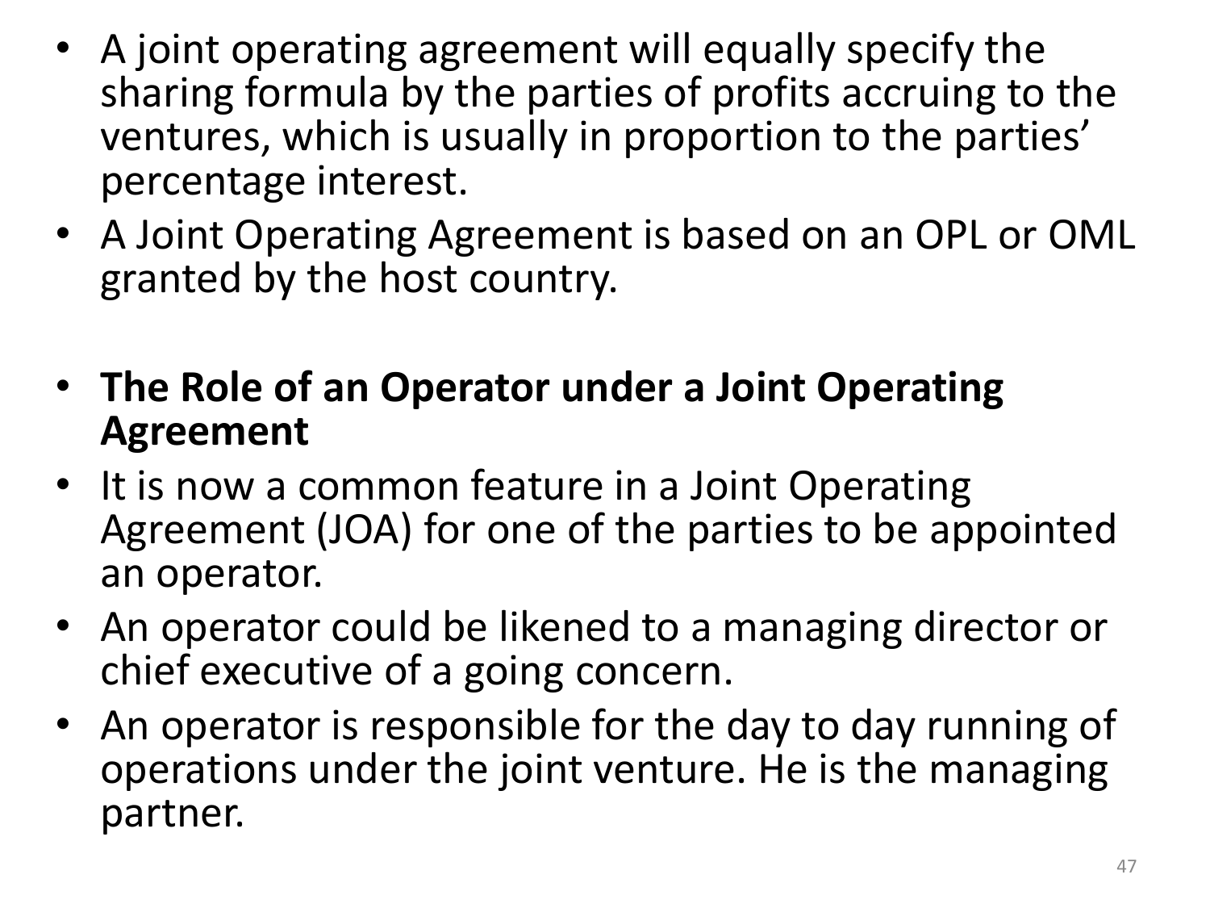- A joint operating agreement will equally specify the sharing formula by the parties of profits accruing to the ventures, which is usually in proportion to the parties' percentage interest.
- A Joint Operating Agreement is based on an OPL or OML granted by the host country.

- **The Role of an Operator under a Joint Operating Agreement**
- It is now a common feature in a Joint Operating Agreement (JOA) for one of the parties to be appointed an operator.
- An operator could be likened to a managing director or chief executive of a going concern.
- An operator is responsible for the day to day running of operations under the joint venture. He is the managing partner.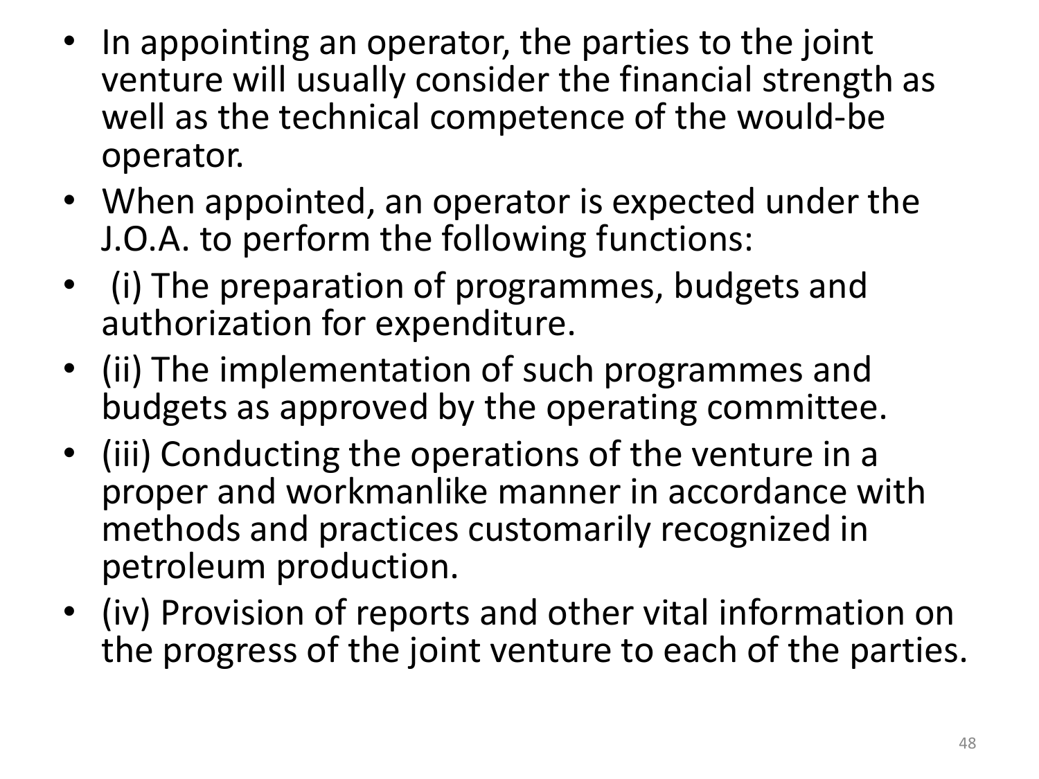- In appointing an operator, the parties to the joint venture will usually consider the financial strength as well as the technical competence of the would-be operator.
- When appointed, an operator is expected under the J.O.A. to perform the following functions:
- (i) The preparation of programmes, budgets and authorization for expenditure.
- (ii) The implementation of such programmes and budgets as approved by the operating committee.
- (iii) Conducting the operations of the venture in a proper and workmanlike manner in accordance with methods and practices customarily recognized in petroleum production.
- (iv) Provision of reports and other vital information on the progress of the joint venture to each of the parties.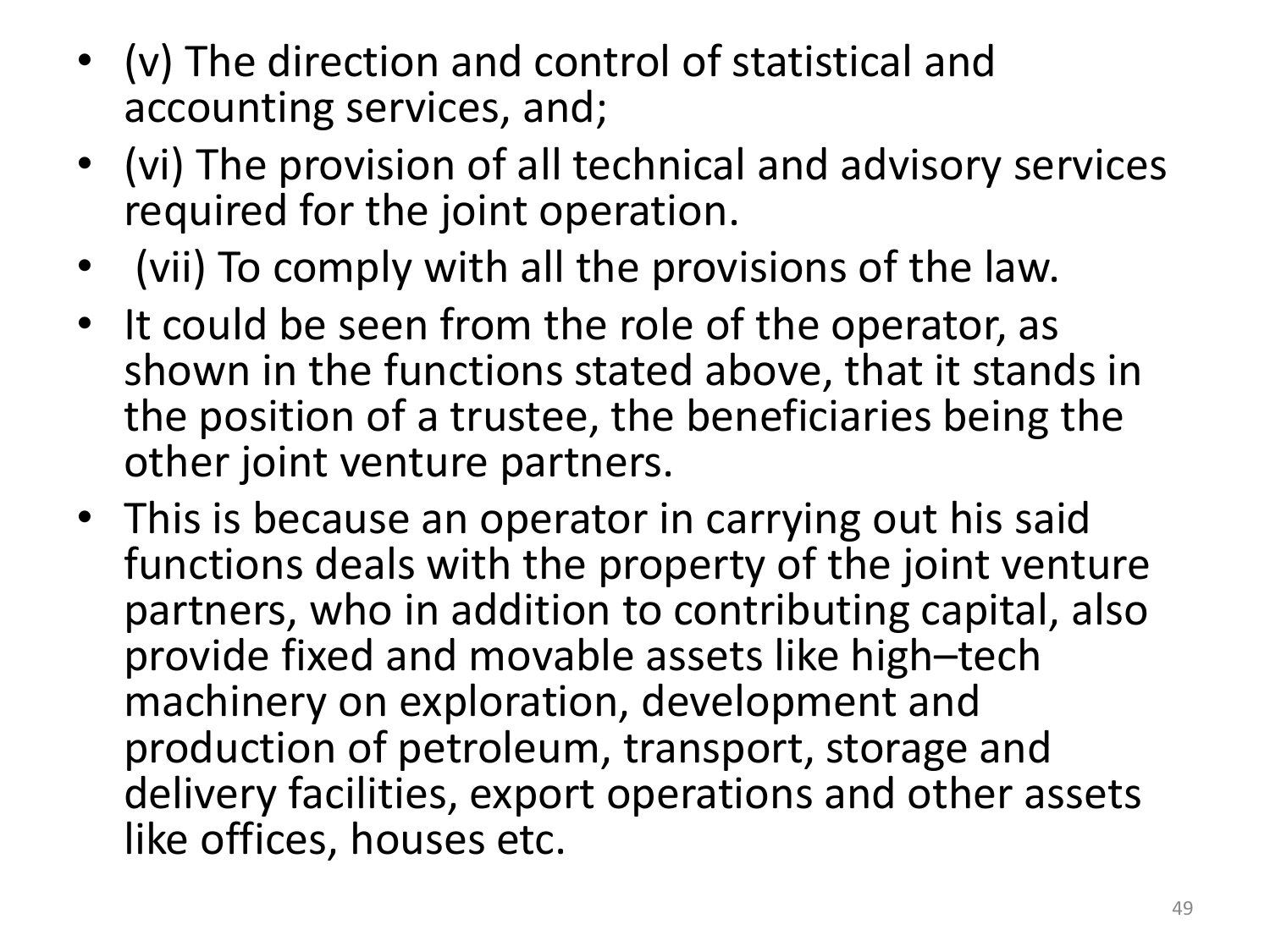- (v) The direction and control of statistical and accounting services, and;
- (vi) The provision of all technical and advisory services required for the joint operation.
- (vii) To comply with all the provisions of the law.
- It could be seen from the role of the operator, as shown in the functions stated above, that it stands in the position of a trustee, the beneficiaries being the other joint venture partners.
- This is because an operator in carrying out his said functions deals with the property of the joint venture partners, who in addition to contributing capital, also provide fixed and movable assets like high–tech machinery on exploration, development and production of petroleum, transport, storage and delivery facilities, export operations and other assets like offices, houses etc.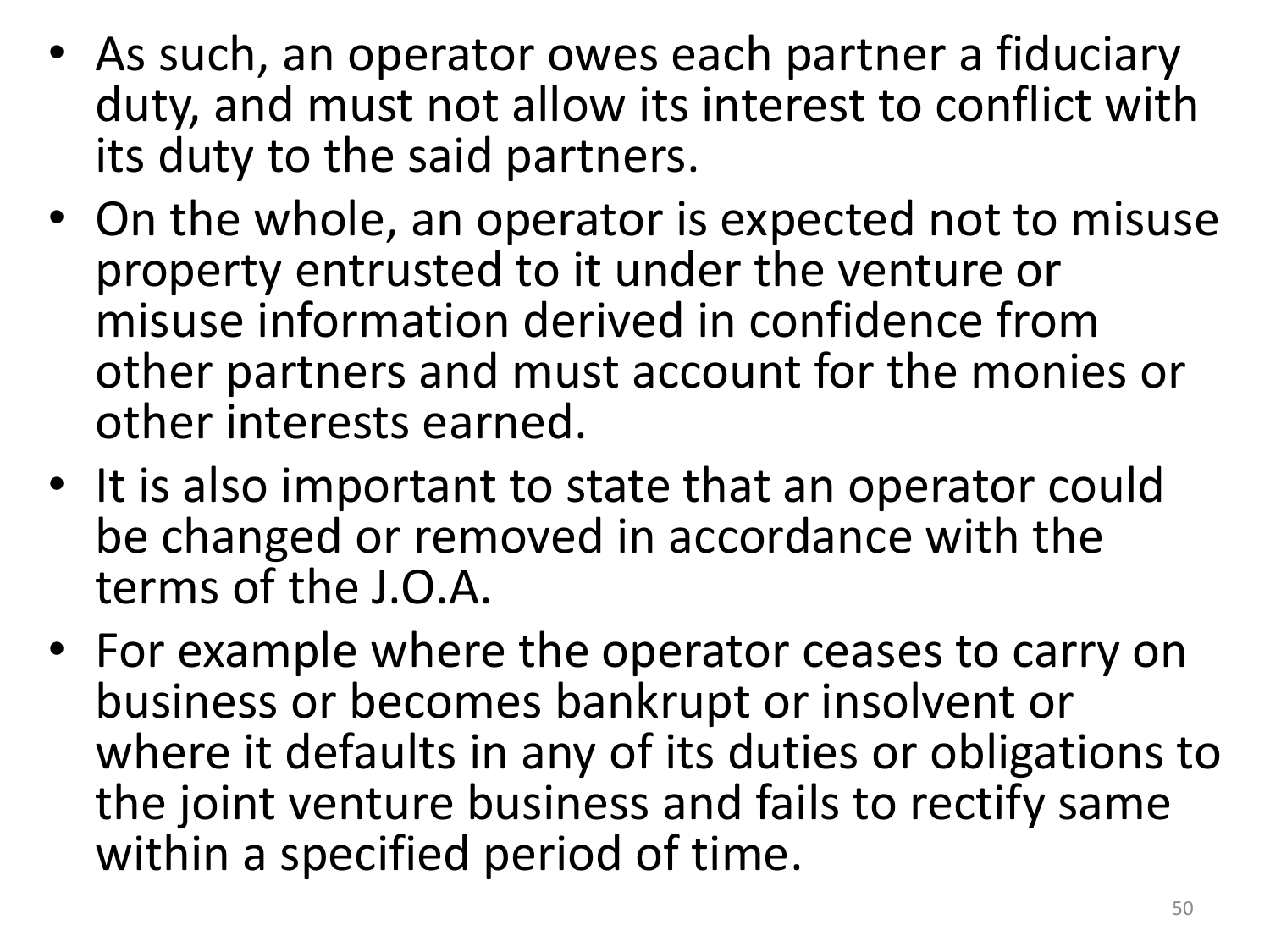- As such, an operator owes each partner a fiduciary duty, and must not allow its interest to conflict with its duty to the said partners.
- On the whole, an operator is expected not to misuse property entrusted to it under the venture or misuse information derived in confidence from other partners and must account for the monies or other interests earned.
- It is also important to state that an operator could be changed or removed in accordance with the terms of the J.O.A.
- For example where the operator ceases to carry on business or becomes bankrupt or insolvent or where it defaults in any of its duties or obligations to the joint venture business and fails to rectify same within a specified period of time.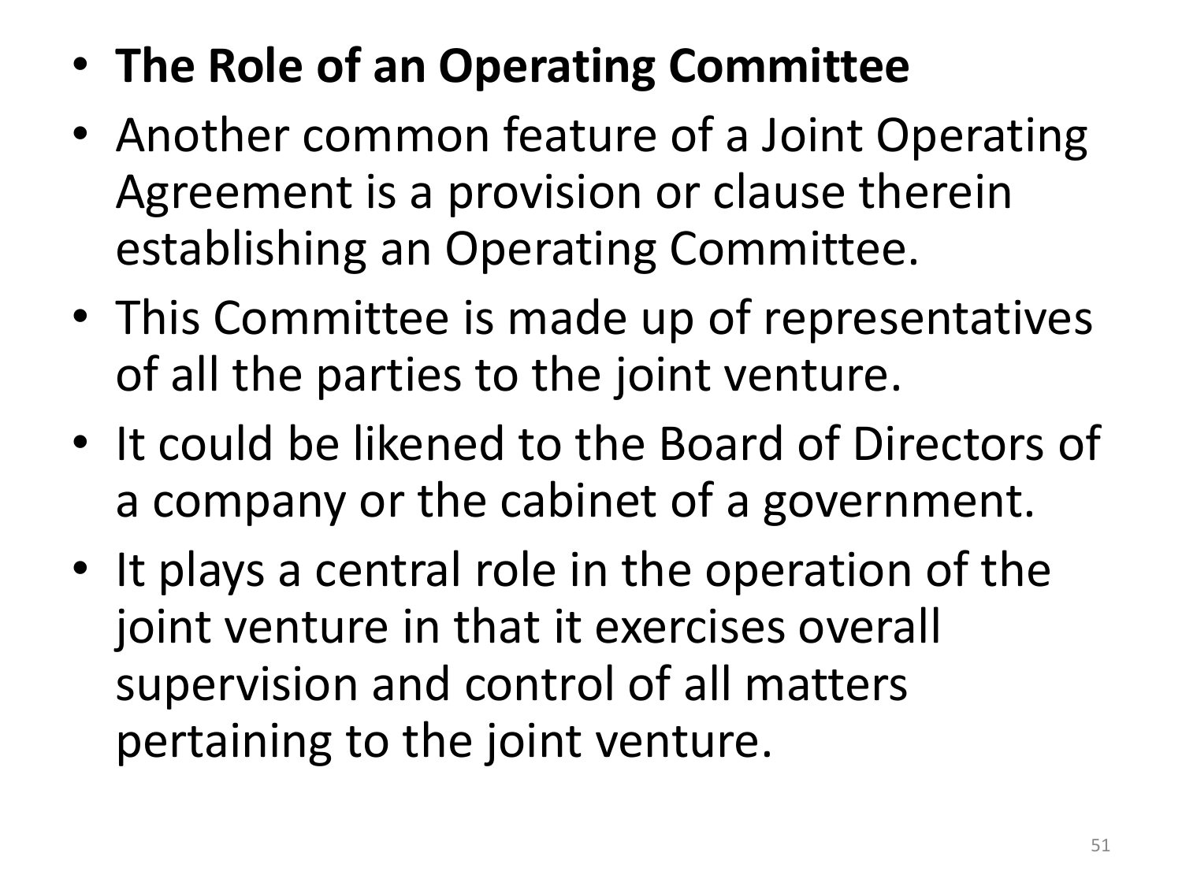- **The Role of an Operating Committee**
- Another common feature of a Joint Operating Agreement is a provision or clause therein establishing an Operating Committee.
- This Committee is made up of representatives of all the parties to the joint venture.
- It could be likened to the Board of Directors of a company or the cabinet of a government.
- It plays a central role in the operation of the joint venture in that it exercises overall supervision and control of all matters pertaining to the joint venture.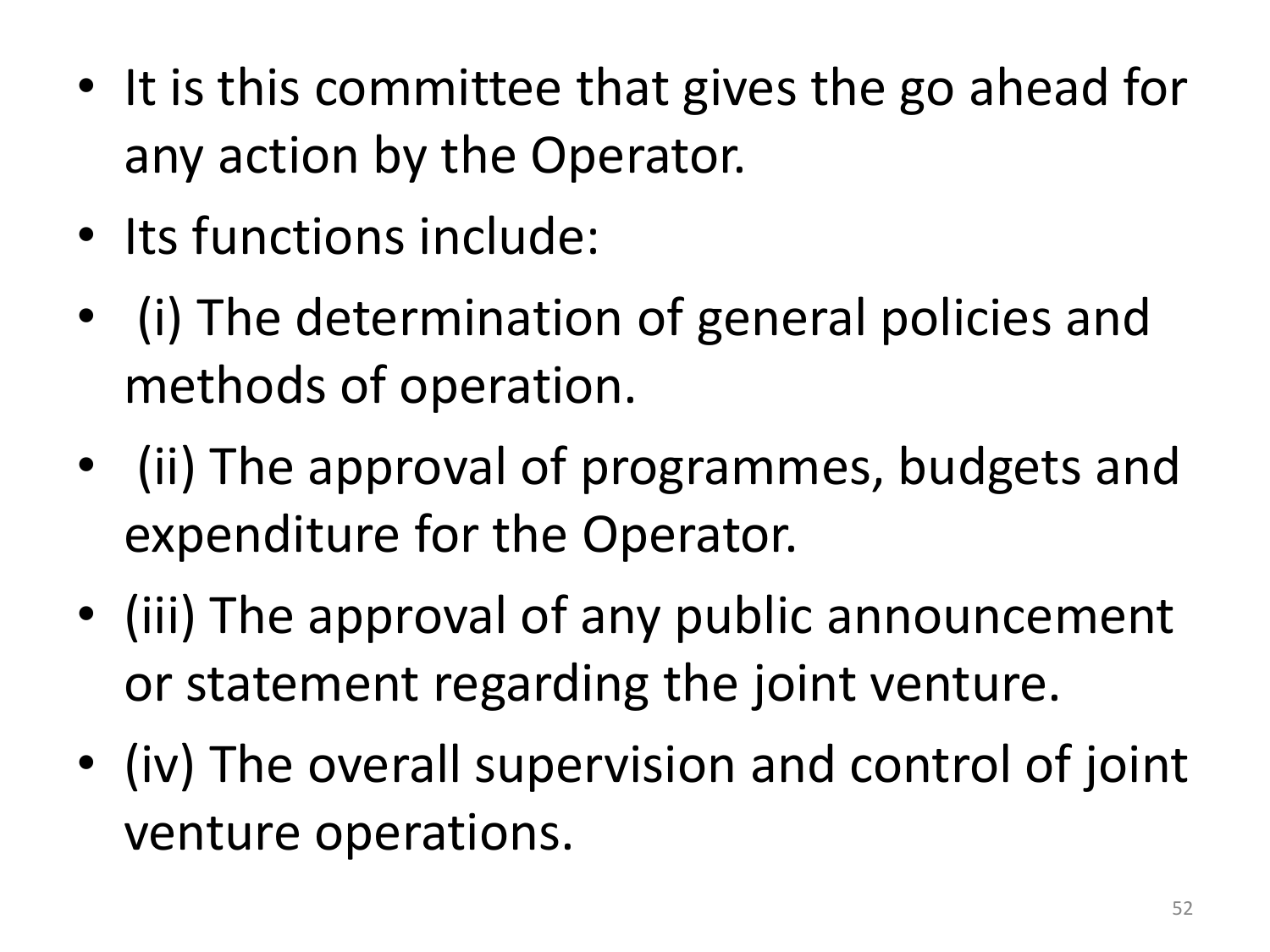- It is this committee that gives the go ahead for any action by the Operator.
- Its functions include:
- (i) The determination of general policies and methods of operation.
- (ii) The approval of programmes, budgets and expenditure for the Operator.
- (iii) The approval of any public announcement or statement regarding the joint venture.
- (iv) The overall supervision and control of joint venture operations.